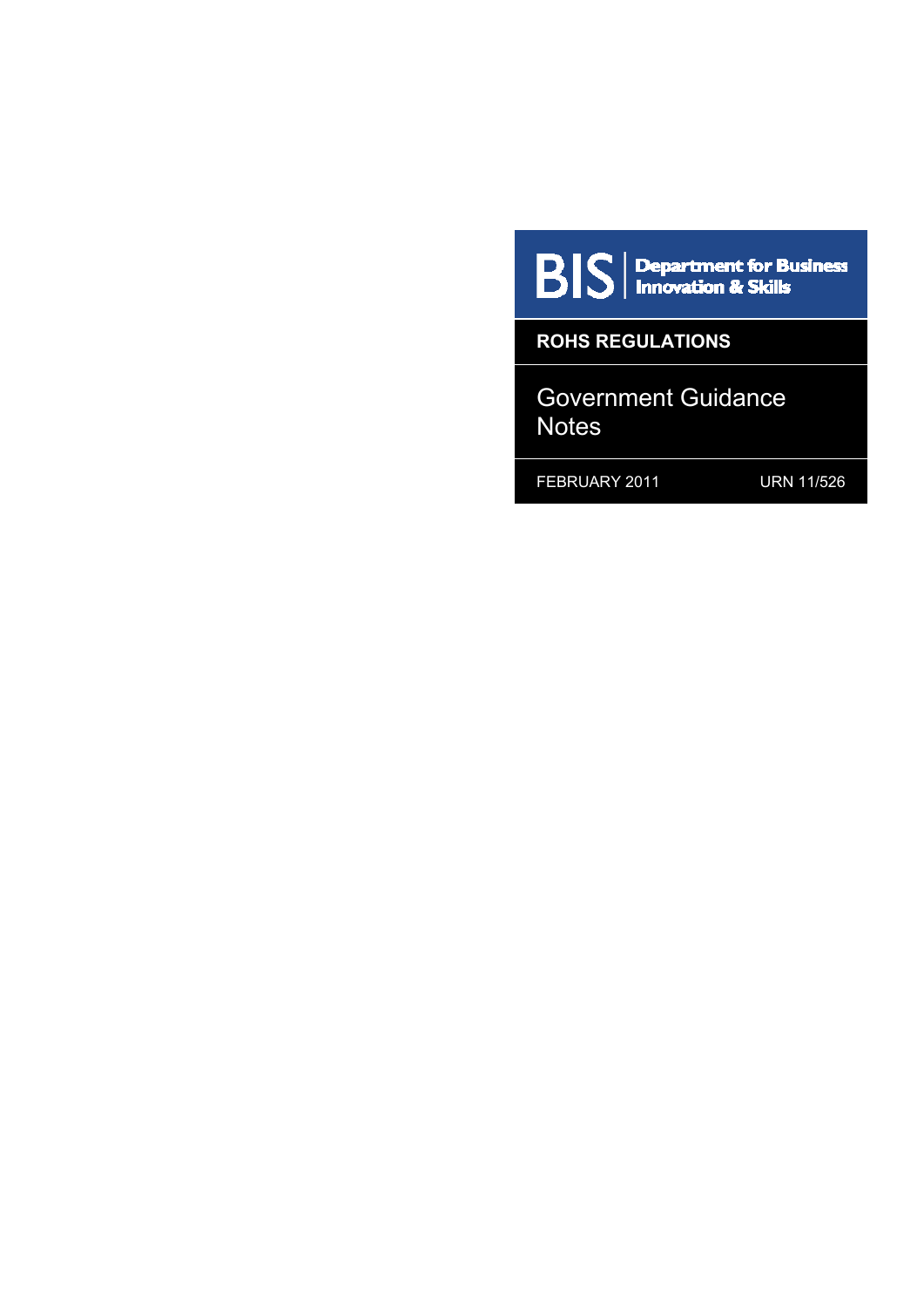BIS | Department for Business Innovation & Skills

**ROHS REGULATIONS**

# Government Guidance Notes

FEBRUARY 2011 URN 11/526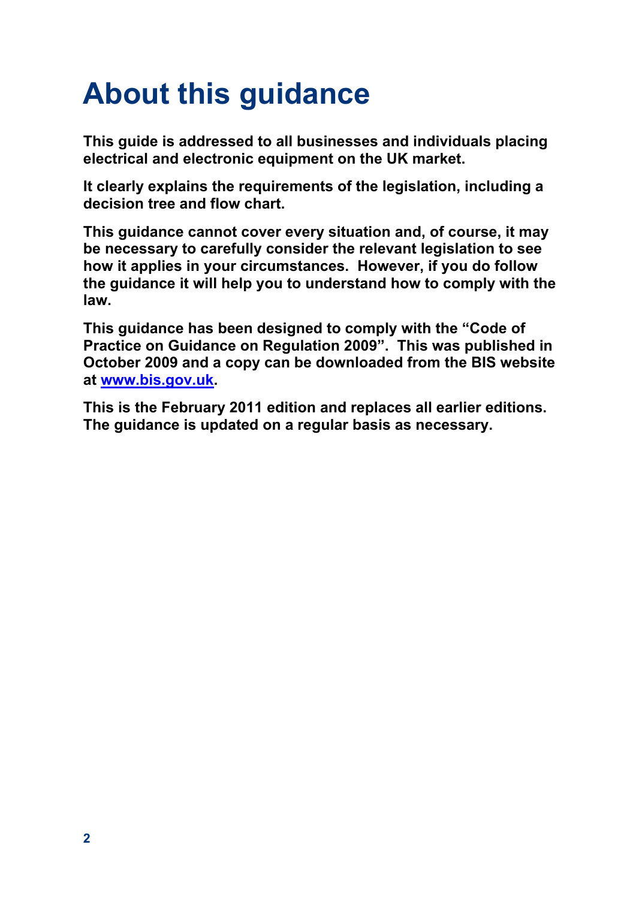# About this guidance

**This guide is addressed to all businesses and individuals placing electrical and electronic equipment on the UK market.**

**It clearly explains the requirements of the legislation, including a decision tree and flow chart.**

**This guidance cannot cover every situation and, of course, it may be necessary to carefully consider the relevant legislation to see how it applies in your circumstances. However, if you do follow the guidance it will help you to understand how to comply with the law.**

**This guidance has been designed to comply with the "Code of Practice on Guidance on Regulation 2009". This was published in October 2009 and a copy can be downloaded from the BIS website at [www.bis.gov.uk](http://www.bis.gov.uk).**

**This is the February 2011 edition and replaces all earlier editions. The guidance is updated on a regular basis as necessary.**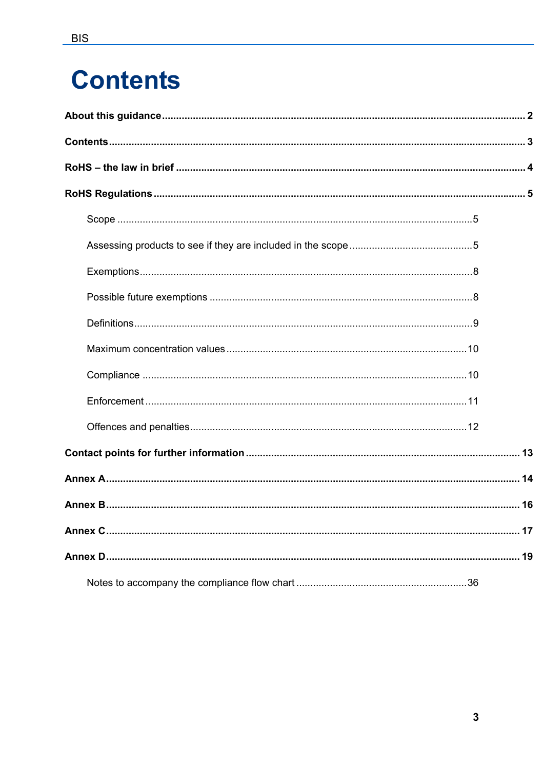# Contents

**About this guidance** .......... **2**

**Contents** .......... **3**

**RoHS – the law in brief** .......... **4**

**RoHS Regulations** .......... **5**

- Scope .......... 5
- Assessing products to see if they are included in the scope .......... 5
- Exemptions .......... 8
- Possible future exemptions .......... 8
- Definitions .......... 9
- Maximum concentration values .......... 10
- Compliance .......... 10
- Enforcement .......... 11
- Offences and penalties .......... 12

**Contact points for further information** .......... **13**

**Annex A** .......... **14**

**Annex B** .......... **16**

**Annex C** .......... **17**

**Annex D** .......... **19**

- Notes to accompany the compliance flow chart .......... 36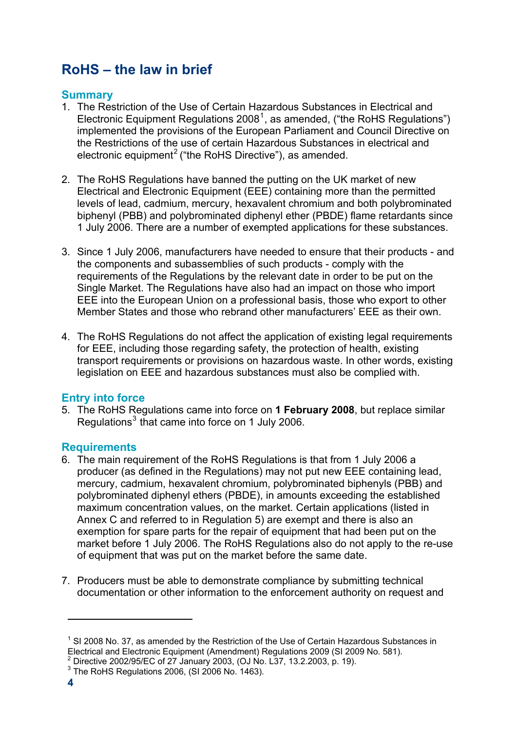## RoHS – the law in brief

### Summary

1. The Restriction of the Use of Certain Hazardous Substances in Electrical and Electronic Equipment Regulations 2008[1], as amended, ("the RoHS Regulations") implemented the provisions of the European Parliament and Council Directive on the Restrictions of the use of certain Hazardous Substances in electrical and electronic equipment[2] ("the RoHS Directive"), as amended.

2. The RoHS Regulations have banned the putting on the UK market of new Electrical and Electronic Equipment (EEE) containing more than the permitted levels of lead, cadmium, mercury, hexavalent chromium and both polybrominated biphenyl (PBB) and polybrominated diphenyl ether (PBDE) flame retardants since 1 July 2006. There are a number of exempted applications for these substances.

3. Since 1 July 2006, manufacturers have needed to ensure that their products - and the components and subassemblies of such products - comply with the requirements of the Regulations by the relevant date in order to be put on the Single Market. The Regulations have also had an impact on those who import EEE into the European Union on a professional basis, those who export to other Member States and those who rebrand other manufacturers' EEE as their own.

4. The RoHS Regulations do not affect the application of existing legal requirements for EEE, including those regarding safety, the protection of health, existing transport requirements or provisions on hazardous waste. In other words, existing legislation on EEE and hazardous substances must also be complied with.

### Entry into force

5. The RoHS Regulations came into force on **1 February 2008**, but replace similar Regulations[3] that came into force on 1 July 2006.

### Requirements

6. The main requirement of the RoHS Regulations is that from 1 July 2006 a producer (as defined in the Regulations) may not put new EEE containing lead, mercury, cadmium, hexavalent chromium, polybrominated biphenyls (PBB) and polybrominated diphenyl ethers (PBDE), in amounts exceeding the established maximum concentration values, on the market. Certain applications (listed in Annex C and referred to in Regulation 5) are exempt and there is also an exemption for spare parts for the repair of equipment that had been put on the market before 1 July 2006. The RoHS Regulations also do not apply to the re-use of equipment that was put on the market before the same date.

7. Producers must be able to demonstrate compliance by submitting technical documentation or other information to the enforcement authority on request and

---

[1] SI 2008 No. 37, as amended by the Restriction of the Use of Certain Hazardous Substances in Electrical and Electronic Equipment (Amendment) Regulations 2009 (SI 2009 No. 581).

[2] Directive 2002/95/EC of 27 January 2003, (OJ No. L37, 13.2.2003, p. 19).

[3] The RoHS Regulations 2006, (SI 2006 No. 1463).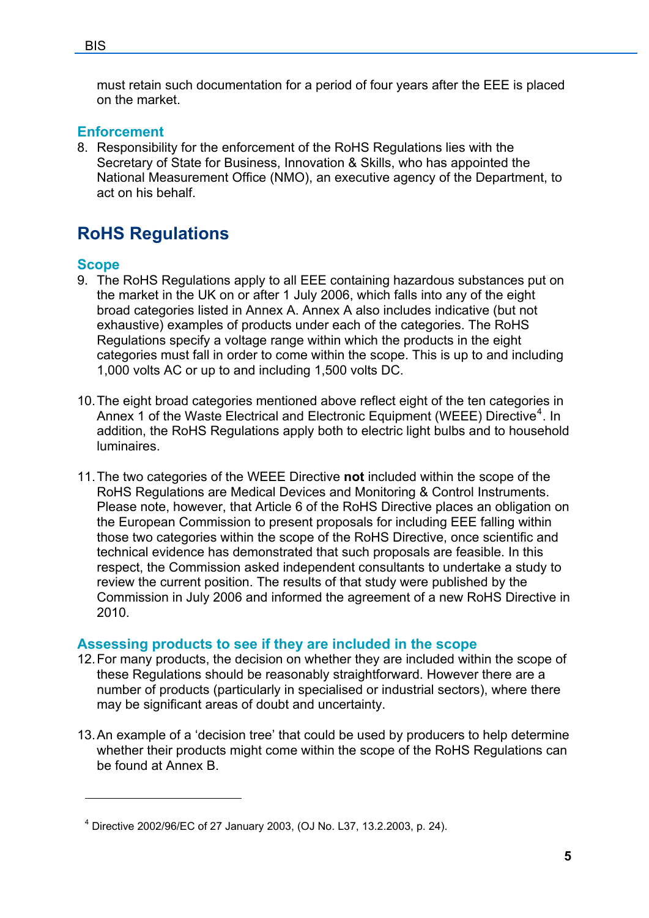must retain such documentation for a period of four years after the EEE is placed on the market.

### Enforcement

8. Responsibility for the enforcement of the RoHS Regulations lies with the Secretary of State for Business, Innovation & Skills, who has appointed the National Measurement Office (NMO), an executive agency of the Department, to act on his behalf.

## RoHS Regulations

### Scope

9. The RoHS Regulations apply to all EEE containing hazardous substances put on the market in the UK on or after 1 July 2006, which falls into any of the eight broad categories listed in Annex A. Annex A also includes indicative (but not exhaustive) examples of products under each of the categories. The RoHS Regulations specify a voltage range within which the products in the eight categories must fall in order to come within the scope. This is up to and including 1,000 volts AC or up to and including 1,500 volts DC.

10. The eight broad categories mentioned above reflect eight of the ten categories in Annex 1 of the Waste Electrical and Electronic Equipment (WEEE) Directive[4]. In addition, the RoHS Regulations apply both to electric light bulbs and to household luminaires.

11. The two categories of the WEEE Directive **not** included within the scope of the RoHS Regulations are Medical Devices and Monitoring & Control Instruments. Please note, however, that Article 6 of the RoHS Directive places an obligation on the European Commission to present proposals for including EEE falling within those two categories within the scope of the RoHS Directive, once scientific and technical evidence has demonstrated that such proposals are feasible. In this respect, the Commission asked independent consultants to undertake a study to review the current position. The results of that study were published by the Commission in July 2006 and informed the agreement of a new RoHS Directive in 2010.

### Assessing products to see if they are included in the scope

12. For many products, the decision on whether they are included within the scope of these Regulations should be reasonably straightforward. However there are a number of products (particularly in specialised or industrial sectors), where there may be significant areas of doubt and uncertainty.

13. An example of a 'decision tree' that could be used by producers to help determine whether their products might come within the scope of the RoHS Regulations can be found at Annex B.

---

[4] Directive 2002/96/EC of 27 January 2003, (OJ No. L37, 13.2.2003, p. 24).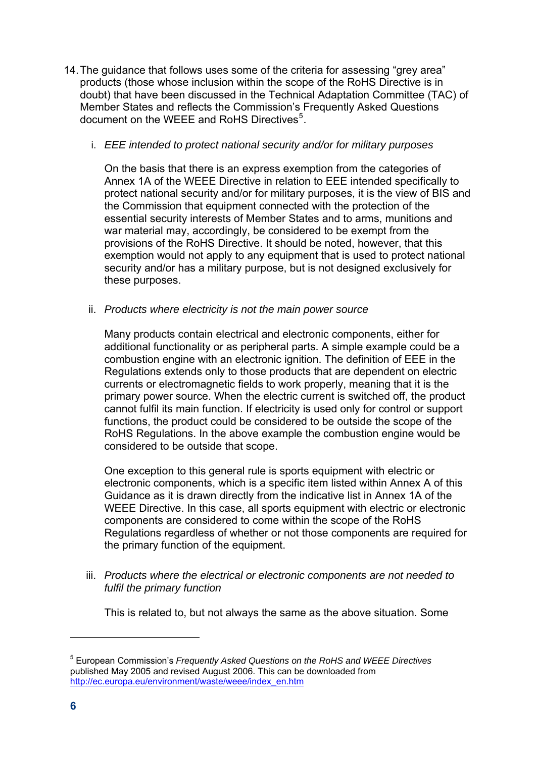14. The guidance that follows uses some of the criteria for assessing “grey area” products (those whose inclusion within the scope of the RoHS Directive is in doubt) that have been discussed in the Technical Adaptation Committee (TAC) of Member States and reflects the Commission’s Frequently Asked Questions document on the WEEE and RoHS Directives[5].

    i. *EEE intended to protect national security and/or for military purposes*

       On the basis that there is an express exemption from the categories of Annex 1A of the WEEE Directive in relation to EEE intended specifically to protect national security and/or for military purposes, it is the view of BIS and the Commission that equipment connected with the protection of the essential security interests of Member States and to arms, munitions and war material may, accordingly, be considered to be exempt from the provisions of the RoHS Directive. It should be noted, however, that this exemption would not apply to any equipment that is used to protect national security and/or has a military purpose, but is not designed exclusively for these purposes.

    ii. *Products where electricity is not the main power source*

       Many products contain electrical and electronic components, either for additional functionality or as peripheral parts. A simple example could be a combustion engine with an electronic ignition. The definition of EEE in the Regulations extends only to those products that are dependent on electric currents or electromagnetic fields to work properly, meaning that it is the primary power source. When the electric current is switched off, the product cannot fulfil its main function. If electricity is used only for control or support functions, the product could be considered to be outside the scope of the RoHS Regulations. In the above example the combustion engine would be considered to be outside that scope.

       One exception to this general rule is sports equipment with electric or electronic components, which is a specific item listed within Annex A of this Guidance as it is drawn directly from the indicative list in Annex 1A of the WEEE Directive. In this case, all sports equipment with electric or electronic components are considered to come within the scope of the RoHS Regulations regardless of whether or not those components are required for the primary function of the equipment.

    iii. *Products where the electrical or electronic components are not needed to fulfil the primary function*

       This is related to, but not always the same as the above situation. Some

[5] European Commission’s *Frequently Asked Questions on the RoHS and WEEE Directives* published May 2005 and revised August 2006. This can be downloaded from http://ec.europa.eu/environment/waste/weee/index_en.htm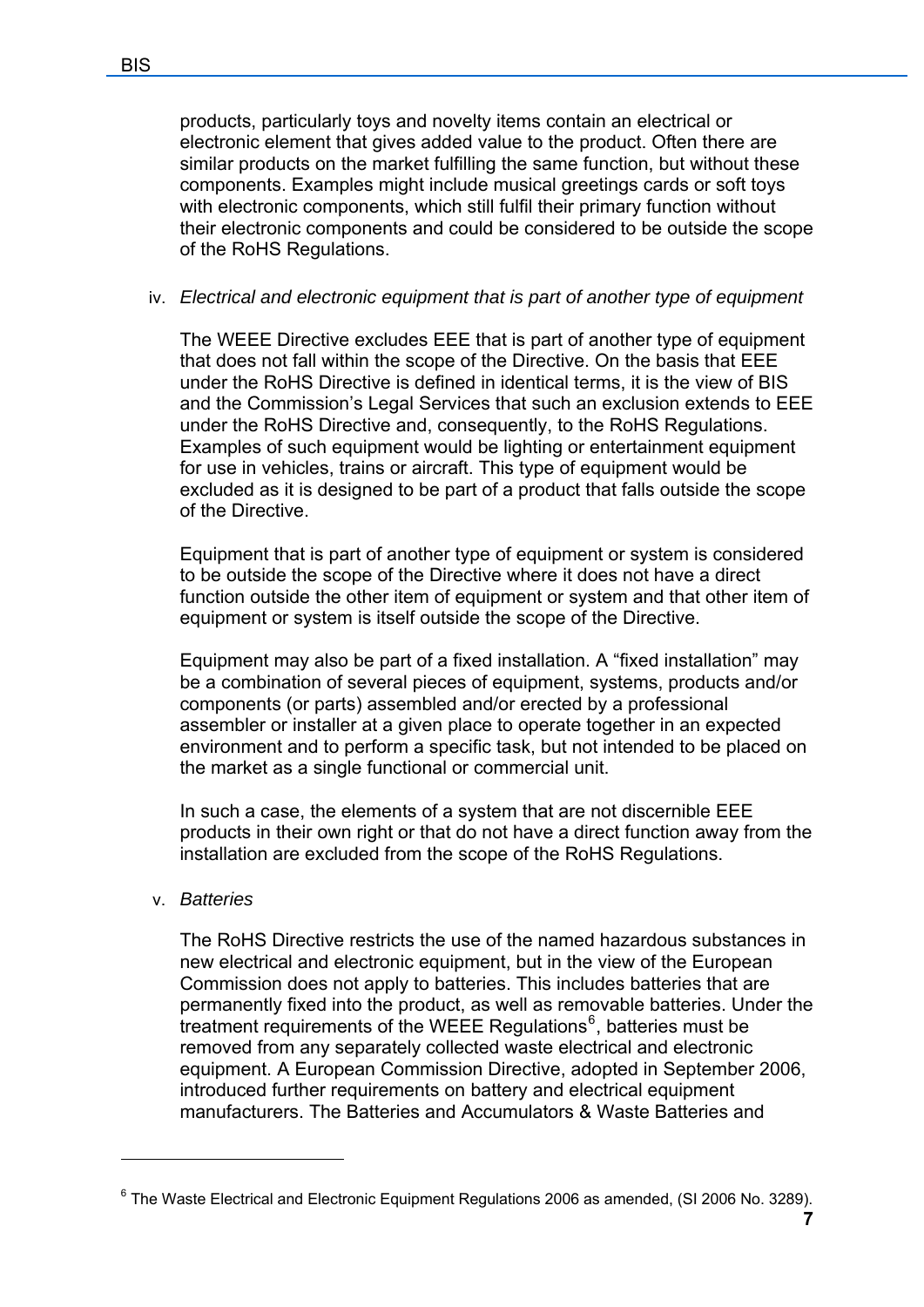products, particularly toys and novelty items contain an electrical or electronic element that gives added value to the product. Often there are similar products on the market fulfilling the same function, but without these components. Examples might include musical greetings cards or soft toys with electronic components, which still fulfil their primary function without their electronic components and could be considered to be outside the scope of the RoHS Regulations.

iv. *Electrical and electronic equipment that is part of another type of equipment*

The WEEE Directive excludes EEE that is part of another type of equipment that does not fall within the scope of the Directive. On the basis that EEE under the RoHS Directive is defined in identical terms, it is the view of BIS and the Commission's Legal Services that such an exclusion extends to EEE under the RoHS Directive and, consequently, to the RoHS Regulations. Examples of such equipment would be lighting or entertainment equipment for use in vehicles, trains or aircraft. This type of equipment would be excluded as it is designed to be part of a product that falls outside the scope of the Directive.

Equipment that is part of another type of equipment or system is considered to be outside the scope of the Directive where it does not have a direct function outside the other item of equipment or system and that other item of equipment or system is itself outside the scope of the Directive.

Equipment may also be part of a fixed installation. A "fixed installation" may be a combination of several pieces of equipment, systems, products and/or components (or parts) assembled and/or erected by a professional assembler or installer at a given place to operate together in an expected environment and to perform a specific task, but not intended to be placed on the market as a single functional or commercial unit.

In such a case, the elements of a system that are not discernible EEE products in their own right or that do not have a direct function away from the installation are excluded from the scope of the RoHS Regulations.

v. *Batteries*

The RoHS Directive restricts the use of the named hazardous substances in new electrical and electronic equipment, but in the view of the European Commission does not apply to batteries. This includes batteries that are permanently fixed into the product, as well as removable batteries. Under the treatment requirements of the WEEE Regulations[6], batteries must be removed from any separately collected waste electrical and electronic equipment. A European Commission Directive, adopted in September 2006, introduced further requirements on battery and electrical equipment manufacturers. The Batteries and Accumulators & Waste Batteries and

---

[6] The Waste Electrical and Electronic Equipment Regulations 2006 as amended, (SI 2006 No. 3289).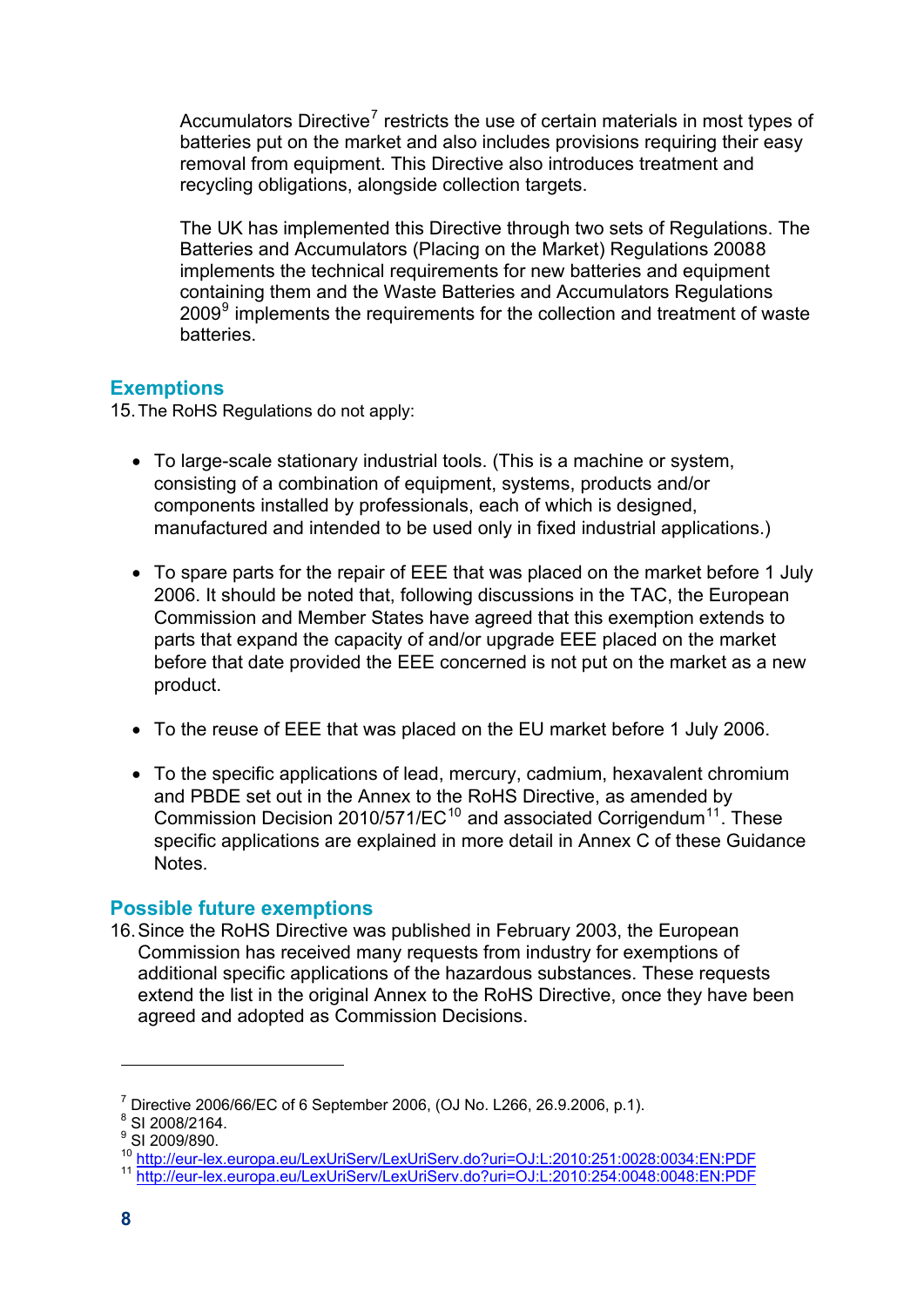Accumulators Directive[7] restricts the use of certain materials in most types of batteries put on the market and also includes provisions requiring their easy removal from equipment. This Directive also introduces treatment and recycling obligations, alongside collection targets.

The UK has implemented this Directive through two sets of Regulations. The Batteries and Accumulators (Placing on the Market) Regulations 20088 implements the technical requirements for new batteries and equipment containing them and the Waste Batteries and Accumulators Regulations 2009[9] implements the requirements for the collection and treatment of waste batteries.

## Exemptions

15. The RoHS Regulations do not apply:

- To large-scale stationary industrial tools. (This is a machine or system, consisting of a combination of equipment, systems, products and/or components installed by professionals, each of which is designed, manufactured and intended to be used only in fixed industrial applications.)

- To spare parts for the repair of EEE that was placed on the market before 1 July 2006. It should be noted that, following discussions in the TAC, the European Commission and Member States have agreed that this exemption extends to parts that expand the capacity of and/or upgrade EEE placed on the market before that date provided the EEE concerned is not put on the market as a new product.

- To the reuse of EEE that was placed on the EU market before 1 July 2006.

- To the specific applications of lead, mercury, cadmium, hexavalent chromium and PBDE set out in the Annex to the RoHS Directive, as amended by Commission Decision 2010/571/EC[10] and associated Corrigendum[11]. These specific applications are explained in more detail in Annex C of these Guidance Notes.

## Possible future exemptions

16. Since the RoHS Directive was published in February 2003, the European Commission has received many requests from industry for exemptions of additional specific applications of the hazardous substances. These requests extend the list in the original Annex to the RoHS Directive, once they have been agreed and adopted as Commission Decisions.

---

[7] Directive 2006/66/EC of 6 September 2006, (OJ No. L266, 26.9.2006, p.1).
[8] SI 2008/2164.
[9] SI 2009/890.
[10] http://eur-lex.europa.eu/LexUriServ/LexUriServ.do?uri=OJ:L:2010:251:0028:0034:EN:PDF
[11] http://eur-lex.europa.eu/LexUriServ/LexUriServ.do?uri=OJ:L:2010:254:0048:0048:EN:PDF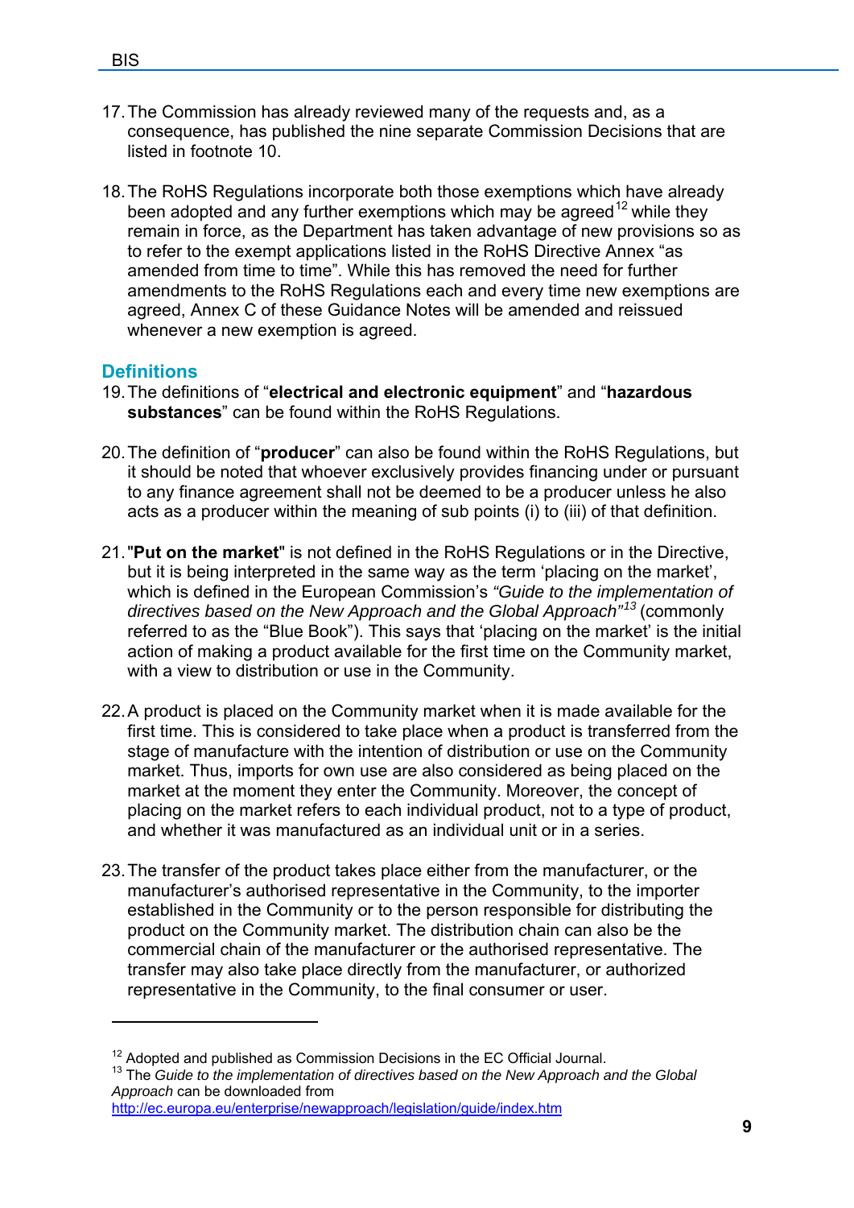17. The Commission has already reviewed many of the requests and, as a consequence, has published the nine separate Commission Decisions that are listed in footnote 10.

18. The RoHS Regulations incorporate both those exemptions which have already been adopted and any further exemptions which may be agreed[12] while they remain in force, as the Department has taken advantage of new provisions so as to refer to the exempt applications listed in the RoHS Directive Annex "as amended from time to time". While this has removed the need for further amendments to the RoHS Regulations each and every time new exemptions are agreed, Annex C of these Guidance Notes will be amended and reissued whenever a new exemption is agreed.

## Definitions

19. The definitions of "**electrical and electronic equipment**" and "**hazardous substances**" can be found within the RoHS Regulations.

20. The definition of "**producer**" can also be found within the RoHS Regulations, but it should be noted that whoever exclusively provides financing under or pursuant to any finance agreement shall not be deemed to be a producer unless he also acts as a producer within the meaning of sub points (i) to (iii) of that definition.

21. "**Put on the market**" is not defined in the RoHS Regulations or in the Directive, but it is being interpreted in the same way as the term 'placing on the market', which is defined in the European Commission's *"Guide to the implementation of directives based on the New Approach and the Global Approach"*[13] (commonly referred to as the "Blue Book"). This says that 'placing on the market' is the initial action of making a product available for the first time on the Community market, with a view to distribution or use in the Community.

22. A product is placed on the Community market when it is made available for the first time. This is considered to take place when a product is transferred from the stage of manufacture with the intention of distribution or use on the Community market. Thus, imports for own use are also considered as being placed on the market at the moment they enter the Community. Moreover, the concept of placing on the market refers to each individual product, not to a type of product, and whether it was manufactured as an individual unit or in a series.

23. The transfer of the product takes place either from the manufacturer, or the manufacturer's authorised representative in the Community, to the importer established in the Community or to the person responsible for distributing the product on the Community market. The distribution chain can also be the commercial chain of the manufacturer or the authorised representative. The transfer may also take place directly from the manufacturer, or authorized representative in the Community, to the final consumer or user.

---

[12] Adopted and published as Commission Decisions in the EC Official Journal.

[13] The *Guide to the implementation of directives based on the New Approach and the Global Approach* can be downloaded from http://ec.europa.eu/enterprise/newapproach/legislation/guide/index.htm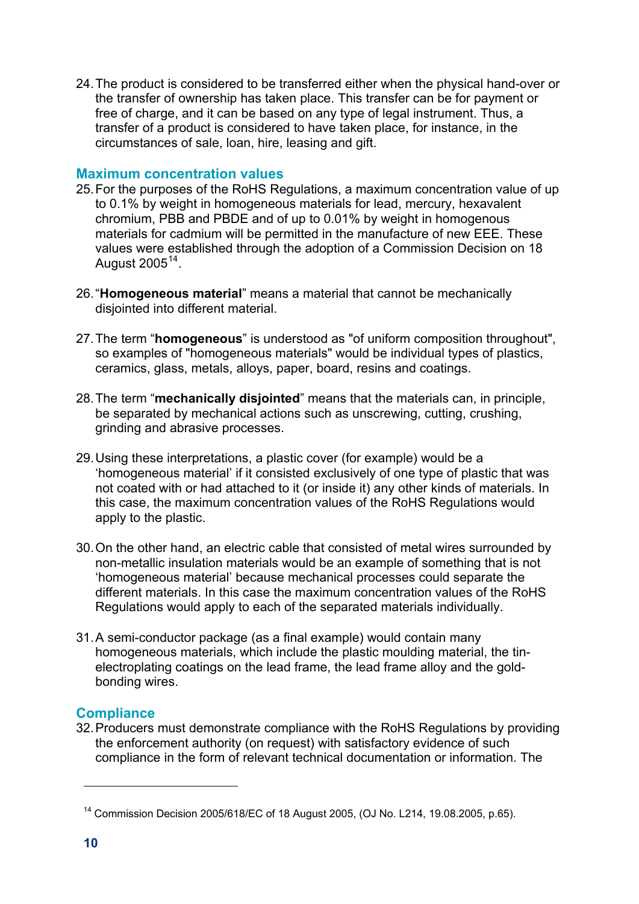24. The product is considered to be transferred either when the physical hand-over or the transfer of ownership has taken place. This transfer can be for payment or free of charge, and it can be based on any type of legal instrument. Thus, a transfer of a product is considered to have taken place, for instance, in the circumstances of sale, loan, hire, leasing and gift.

## Maximum concentration values

25. For the purposes of the RoHS Regulations, a maximum concentration value of up to 0.1% by weight in homogeneous materials for lead, mercury, hexavalent chromium, PBB and PBDE and of up to 0.01% by weight in homogenous materials for cadmium will be permitted in the manufacture of new EEE. These values were established through the adoption of a Commission Decision on 18 August 2005[14].

26. "**Homogeneous material**" means a material that cannot be mechanically disjointed into different material.

27. The term "**homogeneous**" is understood as "of uniform composition throughout", so examples of "homogeneous materials" would be individual types of plastics, ceramics, glass, metals, alloys, paper, board, resins and coatings.

28. The term "**mechanically disjointed**" means that the materials can, in principle, be separated by mechanical actions such as unscrewing, cutting, crushing, grinding and abrasive processes.

29. Using these interpretations, a plastic cover (for example) would be a 'homogeneous material' if it consisted exclusively of one type of plastic that was not coated with or had attached to it (or inside it) any other kinds of materials. In this case, the maximum concentration values of the RoHS Regulations would apply to the plastic.

30. On the other hand, an electric cable that consisted of metal wires surrounded by non-metallic insulation materials would be an example of something that is not 'homogeneous material' because mechanical processes could separate the different materials. In this case the maximum concentration values of the RoHS Regulations would apply to each of the separated materials individually.

31. A semi-conductor package (as a final example) would contain many homogeneous materials, which include the plastic moulding material, the tin-electroplating coatings on the lead frame, the lead frame alloy and the gold-bonding wires.

## Compliance

32. Producers must demonstrate compliance with the RoHS Regulations by providing the enforcement authority (on request) with satisfactory evidence of such compliance in the form of relevant technical documentation or information. The

---

[14] Commission Decision 2005/618/EC of 18 August 2005, (OJ No. L214, 19.08.2005, p.65).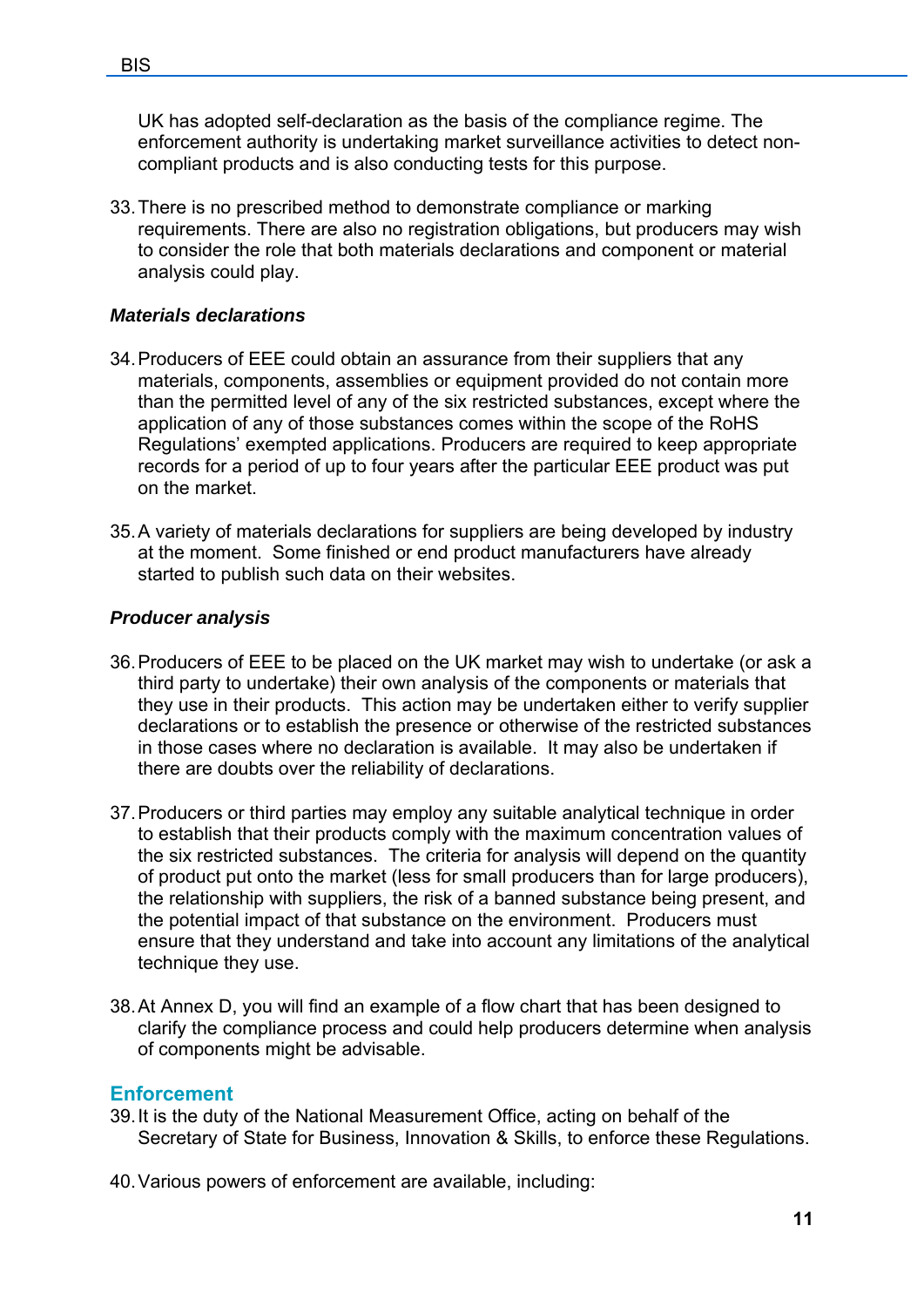UK has adopted self-declaration as the basis of the compliance regime. The enforcement authority is undertaking market surveillance activities to detect non-compliant products and is also conducting tests for this purpose.

33. There is no prescribed method to demonstrate compliance or marking requirements. There are also no registration obligations, but producers may wish to consider the role that both materials declarations and component or material analysis could play.

***Materials declarations***

34. Producers of EEE could obtain an assurance from their suppliers that any materials, components, assemblies or equipment provided do not contain more than the permitted level of any of the six restricted substances, except where the application of any of those substances comes within the scope of the RoHS Regulations' exempted applications. Producers are required to keep appropriate records for a period of up to four years after the particular EEE product was put on the market.

35. A variety of materials declarations for suppliers are being developed by industry at the moment. Some finished or end product manufacturers have already started to publish such data on their websites.

***Producer analysis***

36. Producers of EEE to be placed on the UK market may wish to undertake (or ask a third party to undertake) their own analysis of the components or materials that they use in their products. This action may be undertaken either to verify supplier declarations or to establish the presence or otherwise of the restricted substances in those cases where no declaration is available. It may also be undertaken if there are doubts over the reliability of declarations.

37. Producers or third parties may employ any suitable analytical technique in order to establish that their products comply with the maximum concentration values of the six restricted substances. The criteria for analysis will depend on the quantity of product put onto the market (less for small producers than for large producers), the relationship with suppliers, the risk of a banned substance being present, and the potential impact of that substance on the environment. Producers must ensure that they understand and take into account any limitations of the analytical technique they use.

38. At Annex D, you will find an example of a flow chart that has been designed to clarify the compliance process and could help producers determine when analysis of components might be advisable.

## Enforcement

39. It is the duty of the National Measurement Office, acting on behalf of the Secretary of State for Business, Innovation & Skills, to enforce these Regulations.

40. Various powers of enforcement are available, including: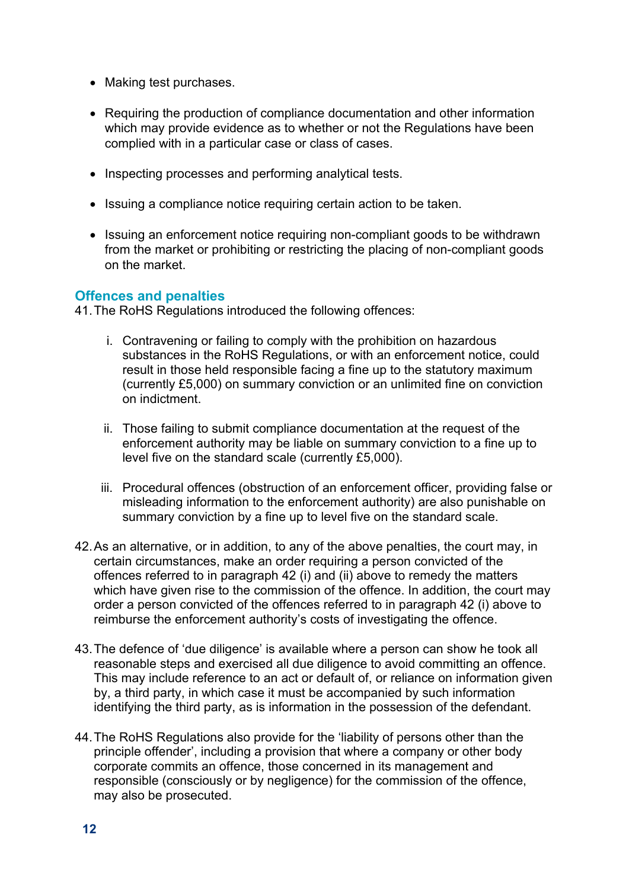- Making test purchases.
- Requiring the production of compliance documentation and other information which may provide evidence as to whether or not the Regulations have been complied with in a particular case or class of cases.
- Inspecting processes and performing analytical tests.
- Issuing a compliance notice requiring certain action to be taken.
- Issuing an enforcement notice requiring non-compliant goods to be withdrawn from the market or prohibiting or restricting the placing of non-compliant goods on the market.

## Offences and penalties

41. The RoHS Regulations introduced the following offences:

    i. Contravening or failing to comply with the prohibition on hazardous substances in the RoHS Regulations, or with an enforcement notice, could result in those held responsible facing a fine up to the statutory maximum (currently £5,000) on summary conviction or an unlimited fine on conviction on indictment.

    ii. Those failing to submit compliance documentation at the request of the enforcement authority may be liable on summary conviction to a fine up to level five on the standard scale (currently £5,000).

    iii. Procedural offences (obstruction of an enforcement officer, providing false or misleading information to the enforcement authority) are also punishable on summary conviction by a fine up to level five on the standard scale.

42. As an alternative, or in addition, to any of the above penalties, the court may, in certain circumstances, make an order requiring a person convicted of the offences referred to in paragraph 42 (i) and (ii) above to remedy the matters which have given rise to the commission of the offence. In addition, the court may order a person convicted of the offences referred to in paragraph 42 (i) above to reimburse the enforcement authority's costs of investigating the offence.

43. The defence of 'due diligence' is available where a person can show he took all reasonable steps and exercised all due diligence to avoid committing an offence. This may include reference to an act or default of, or reliance on information given by, a third party, in which case it must be accompanied by such information identifying the third party, as is information in the possession of the defendant.

44. The RoHS Regulations also provide for the 'liability of persons other than the principle offender', including a provision that where a company or other body corporate commits an offence, those concerned in its management and responsible (consciously or by negligence) for the commission of the offence, may also be prosecuted.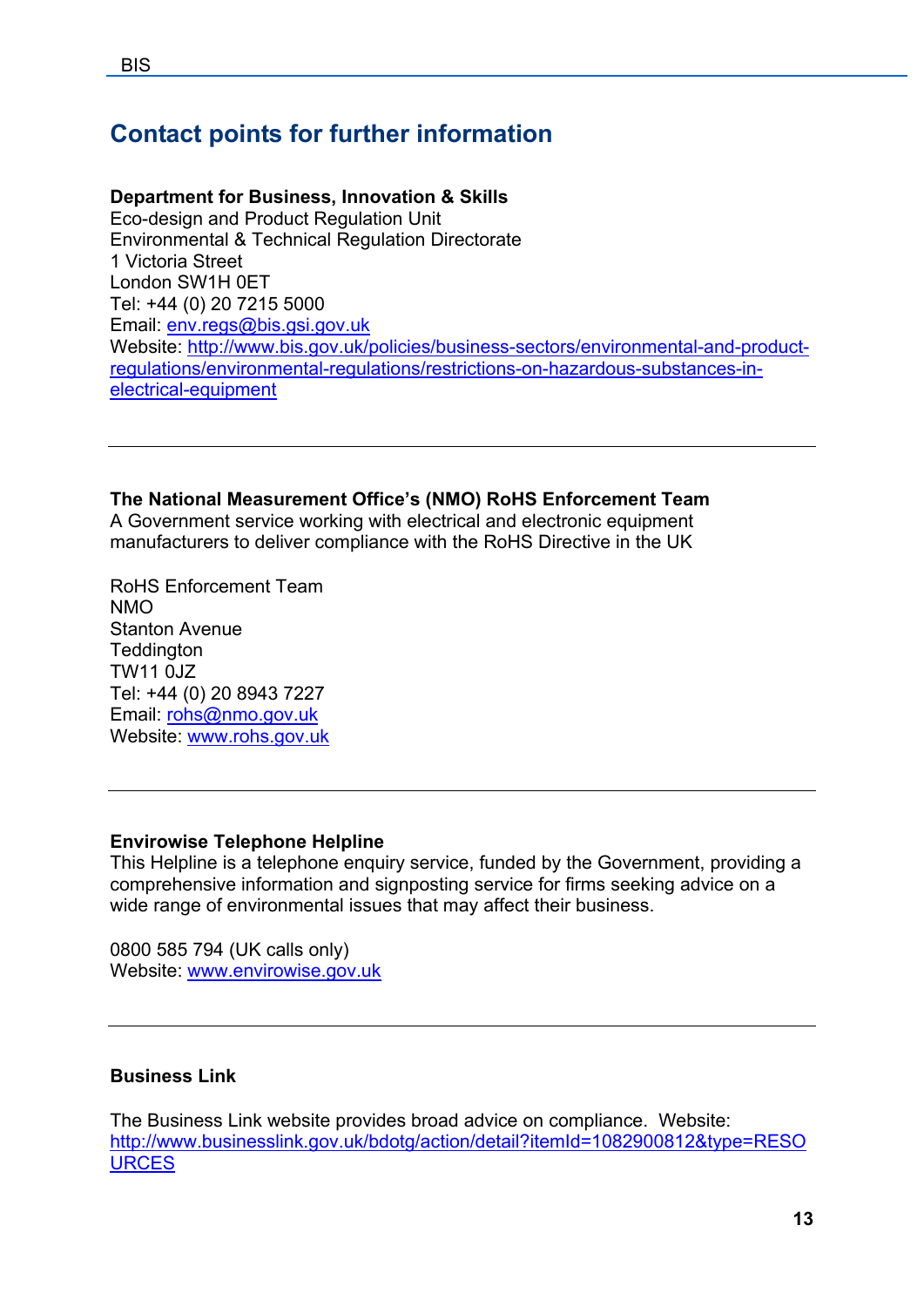## Contact points for further information

**Department for Business, Innovation & Skills**
Eco-design and Product Regulation Unit
Environmental & Technical Regulation Directorate
1 Victoria Street
London SW1H 0ET
Tel: +44 (0) 20 7215 5000
Email: env.regs@bis.gsi.gov.uk
Website: http://www.bis.gov.uk/policies/business-sectors/environmental-and-product-regulations/environmental-regulations/restrictions-on-hazardous-substances-in-electrical-equipment

---

**The National Measurement Office's (NMO) RoHS Enforcement Team**
A Government service working with electrical and electronic equipment manufacturers to deliver compliance with the RoHS Directive in the UK

RoHS Enforcement Team
NMO
Stanton Avenue
Teddington
TW11 0JZ
Tel: +44 (0) 20 8943 7227
Email: rohs@nmo.gov.uk
Website: www.rohs.gov.uk

---

**Envirowise Telephone Helpline**
This Helpline is a telephone enquiry service, funded by the Government, providing a comprehensive information and signposting service for firms seeking advice on a wide range of environmental issues that may affect their business.

0800 585 794 (UK calls only)
Website: www.envirowise.gov.uk

---

**Business Link**

The Business Link website provides broad advice on compliance. Website: http://www.businesslink.gov.uk/bdotg/action/detail?itemId=1082900812&type=RESOURCES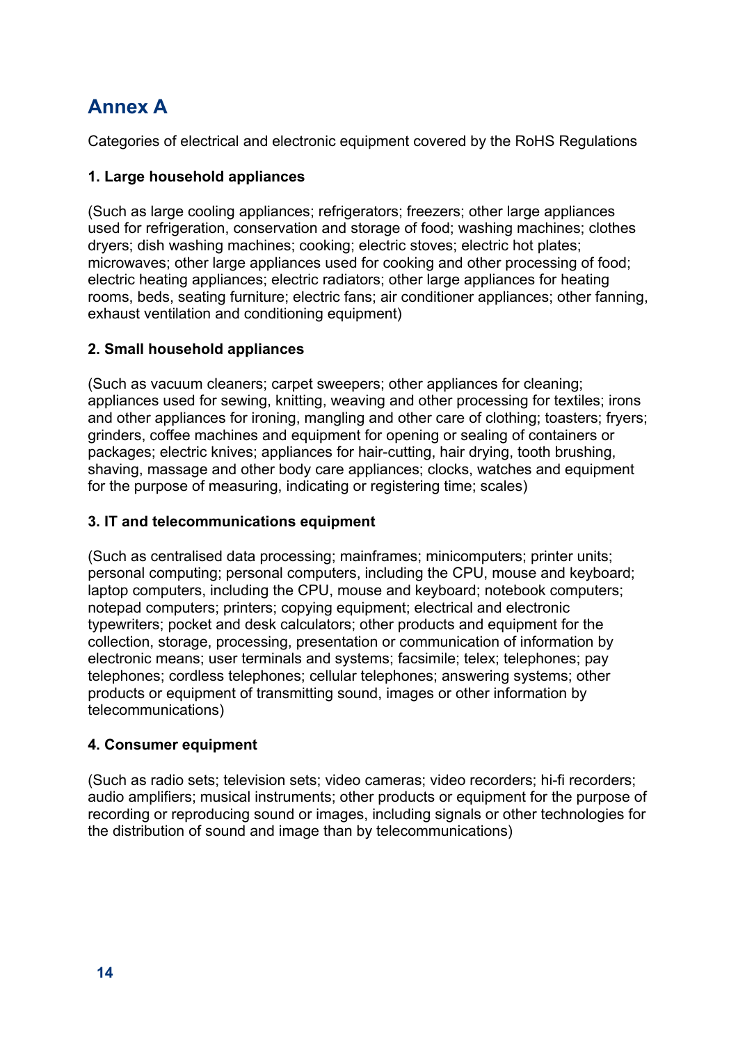# Annex A

Categories of electrical and electronic equipment covered by the RoHS Regulations

**1. Large household appliances**

(Such as large cooling appliances; refrigerators; freezers; other large appliances used for refrigeration, conservation and storage of food; washing machines; clothes dryers; dish washing machines; cooking; electric stoves; electric hot plates; microwaves; other large appliances used for cooking and other processing of food; electric heating appliances; electric radiators; other large appliances for heating rooms, beds, seating furniture; electric fans; air conditioner appliances; other fanning, exhaust ventilation and conditioning equipment)

**2. Small household appliances**

(Such as vacuum cleaners; carpet sweepers; other appliances for cleaning; appliances used for sewing, knitting, weaving and other processing for textiles; irons and other appliances for ironing, mangling and other care of clothing; toasters; fryers; grinders, coffee machines and equipment for opening or sealing of containers or packages; electric knives; appliances for hair-cutting, hair drying, tooth brushing, shaving, massage and other body care appliances; clocks, watches and equipment for the purpose of measuring, indicating or registering time; scales)

**3. IT and telecommunications equipment**

(Such as centralised data processing; mainframes; minicomputers; printer units; personal computing; personal computers, including the CPU, mouse and keyboard; laptop computers, including the CPU, mouse and keyboard; notebook computers; notepad computers; printers; copying equipment; electrical and electronic typewriters; pocket and desk calculators; other products and equipment for the collection, storage, processing, presentation or communication of information by electronic means; user terminals and systems; facsimile; telex; telephones; pay telephones; cordless telephones; cellular telephones; answering systems; other products or equipment of transmitting sound, images or other information by telecommunications)

**4. Consumer equipment**

(Such as radio sets; television sets; video cameras; video recorders; hi-fi recorders; audio amplifiers; musical instruments; other products or equipment for the purpose of recording or reproducing sound or images, including signals or other technologies for the distribution of sound and image than by telecommunications)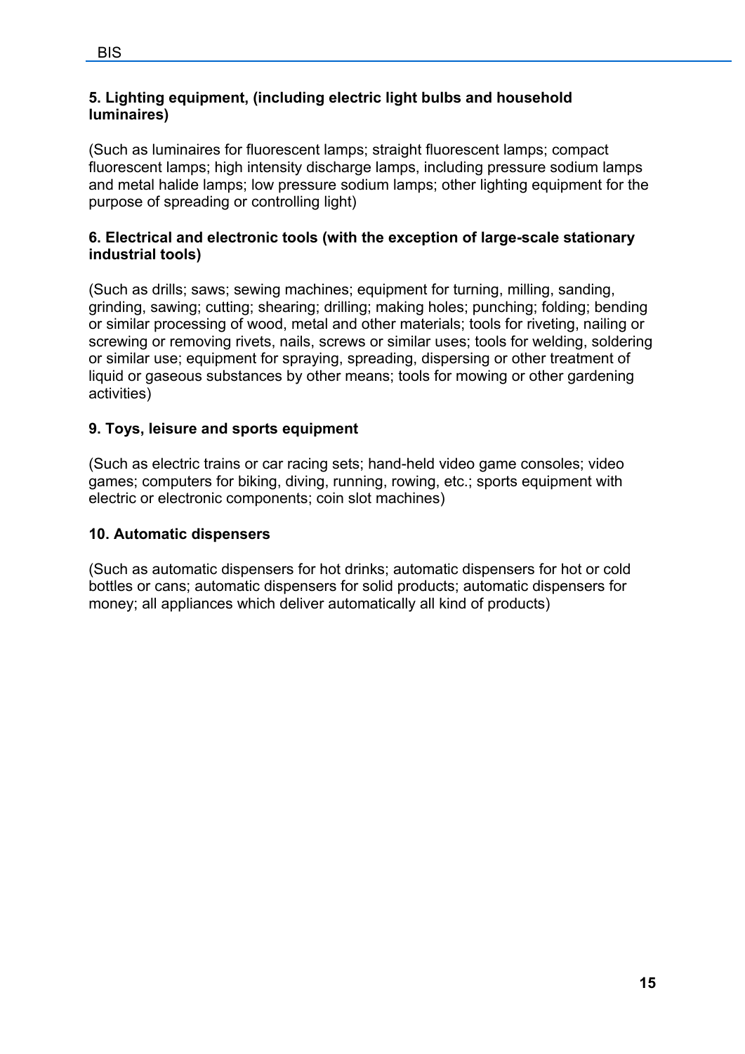**5. Lighting equipment, (including electric light bulbs and household luminaires)**

(Such as luminaires for fluorescent lamps; straight fluorescent lamps; compact fluorescent lamps; high intensity discharge lamps, including pressure sodium lamps and metal halide lamps; low pressure sodium lamps; other lighting equipment for the purpose of spreading or controlling light)

**6. Electrical and electronic tools (with the exception of large-scale stationary industrial tools)**

(Such as drills; saws; sewing machines; equipment for turning, milling, sanding, grinding, sawing; cutting; shearing; drilling; making holes; punching; folding; bending or similar processing of wood, metal and other materials; tools for riveting, nailing or screwing or removing rivets, nails, screws or similar uses; tools for welding, soldering or similar use; equipment for spraying, spreading, dispersing or other treatment of liquid or gaseous substances by other means; tools for mowing or other gardening activities)

**9. Toys, leisure and sports equipment**

(Such as electric trains or car racing sets; hand-held video game consoles; video games; computers for biking, diving, running, rowing, etc.; sports equipment with electric or electronic components; coin slot machines)

**10. Automatic dispensers**

(Such as automatic dispensers for hot drinks; automatic dispensers for hot or cold bottles or cans; automatic dispensers for solid products; automatic dispensers for money; all appliances which deliver automatically all kind of products)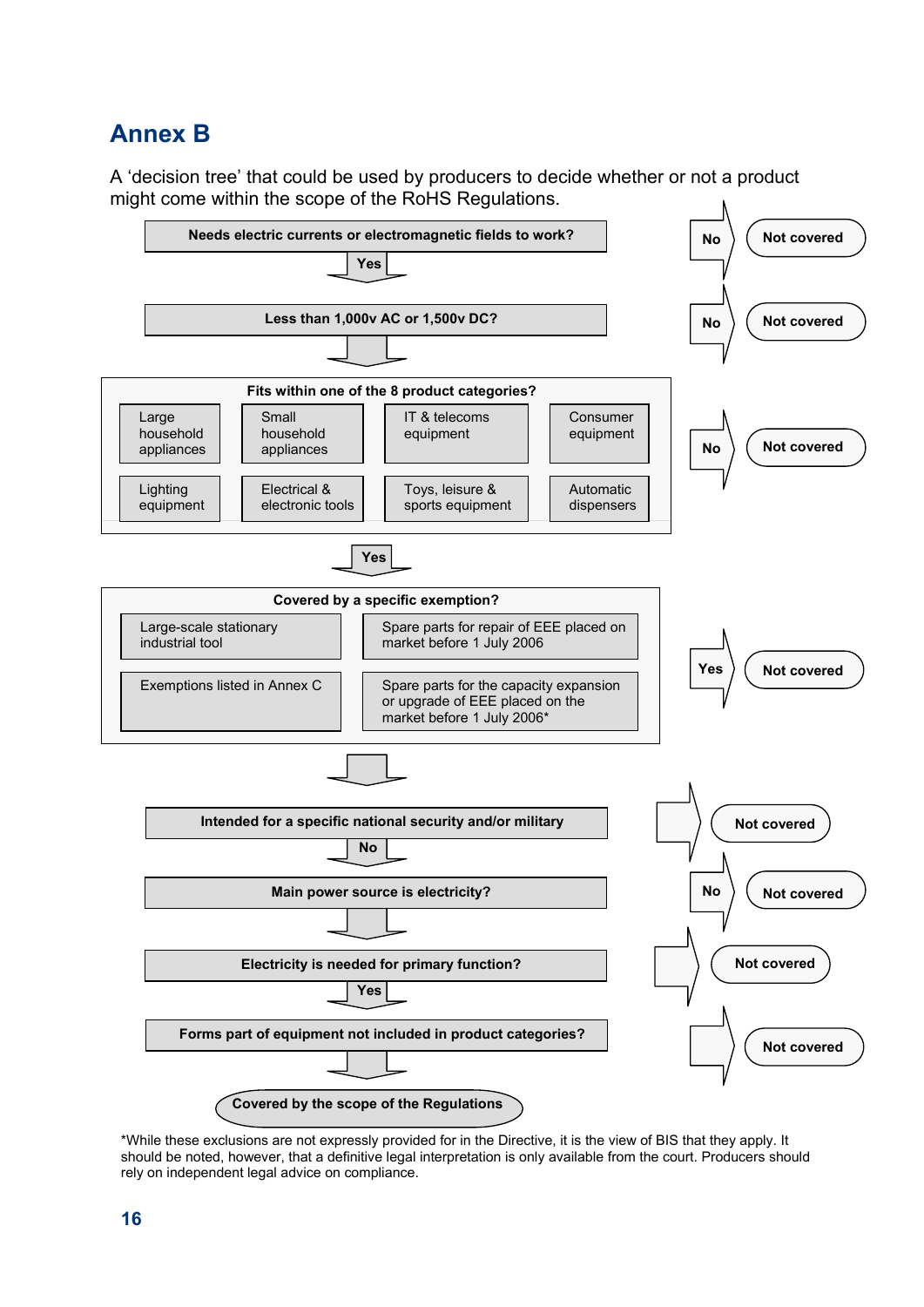# Annex B

A 'decision tree' that could be used by producers to decide whether or not a product might come within the scope of the RoHS Regulations.

**Needs electric currents or electromagnetic fields to work?** — No → **Not covered**

**Yes** ↓

**Less than 1,000v AC or 1,500v DC?** — No → **Not covered**

↓

**Fits within one of the 8 product categories?** — No → **Not covered**

| | | | |
|---|---|---|---|
| Large household appliances | Small household appliances | IT & telecoms equipment | Consumer equipment |
| Lighting equipment | Electrical & electronic tools | Toys, leisure & sports equipment | Automatic dispensers |

**Yes** ↓

**Covered by a specific exemption?** — Yes → **Not covered**

| | |
|---|---|
| Large-scale stationary industrial tool | Spare parts for repair of EEE placed on market before 1 July 2006 |
| Exemptions listed in Annex C | Spare parts for the capacity expansion or upgrade of EEE placed on the market before 1 July 2006* |

↓

**Intended for a specific national security and/or military** → **Not covered**

**No** ↓

**Main power source is electricity?** — No → **Not covered**

↓

**Electricity is needed for primary function?** → **Not covered**

**Yes** ↓

**Forms part of equipment not included in product categories?** → **Not covered**

↓

**Covered by the scope of the Regulations**

*While these exclusions are not expressly provided for in the Directive, it is the view of BIS that they apply. It should be noted, however, that a definitive legal interpretation is only available from the court. Producers should rely on independent legal advice on compliance.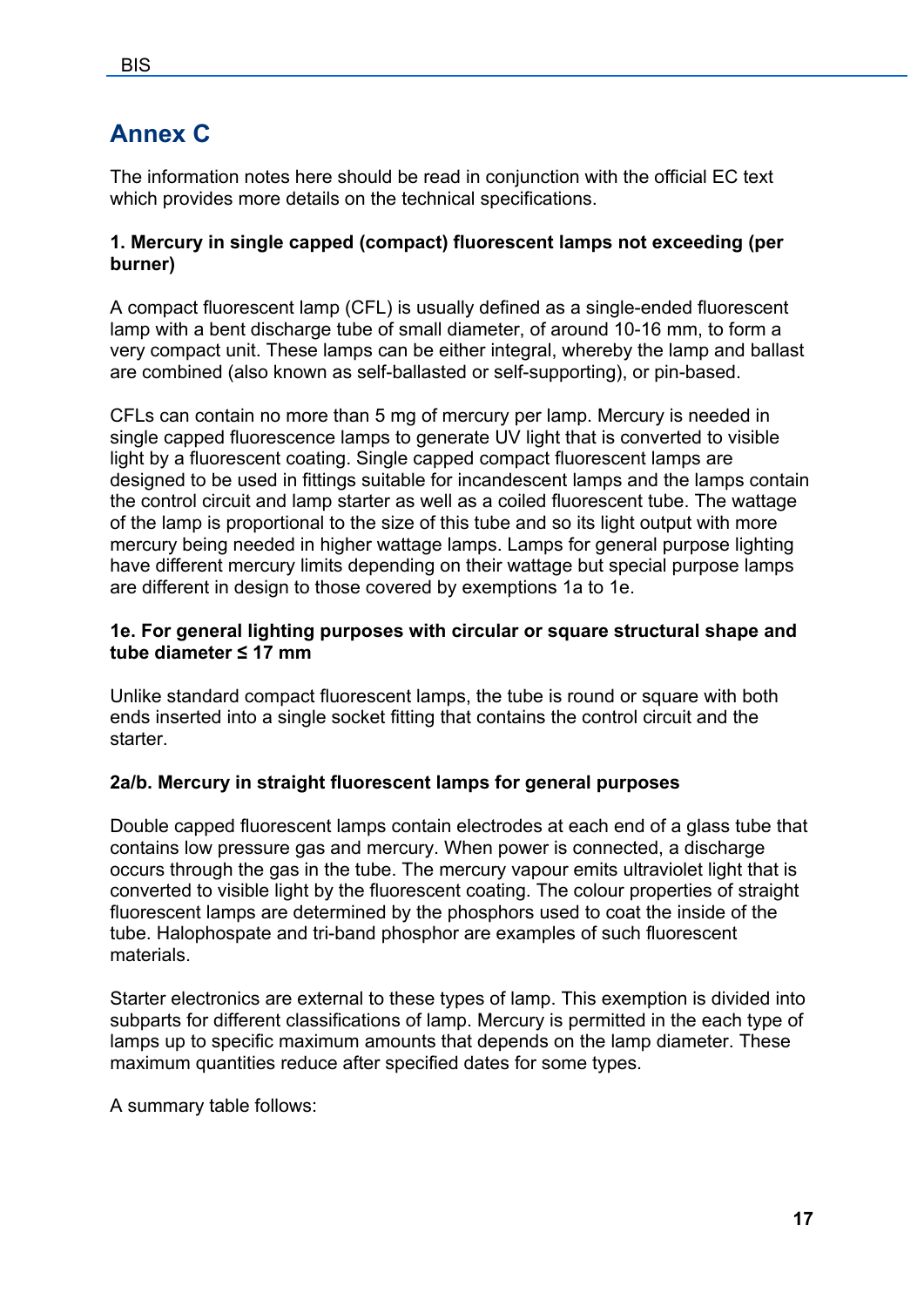# Annex C

The information notes here should be read in conjunction with the official EC text which provides more details on the technical specifications.

#### 1. Mercury in single capped (compact) fluorescent lamps not exceeding (per burner)

A compact fluorescent lamp (CFL) is usually defined as a single-ended fluorescent lamp with a bent discharge tube of small diameter, of around 10-16 mm, to form a very compact unit. These lamps can be either integral, whereby the lamp and ballast are combined (also known as self-ballasted or self-supporting), or pin-based.

CFLs can contain no more than 5 mg of mercury per lamp. Mercury is needed in single capped fluorescence lamps to generate UV light that is converted to visible light by a fluorescent coating. Single capped compact fluorescent lamps are designed to be used in fittings suitable for incandescent lamps and the lamps contain the control circuit and lamp starter as well as a coiled fluorescent tube. The wattage of the lamp is proportional to the size of this tube and so its light output with more mercury being needed in higher wattage lamps. Lamps for general purpose lighting have different mercury limits depending on their wattage but special purpose lamps are different in design to those covered by exemptions 1a to 1e.

#### 1e. For general lighting purposes with circular or square structural shape and tube diameter ≤ 17 mm

Unlike standard compact fluorescent lamps, the tube is round or square with both ends inserted into a single socket fitting that contains the control circuit and the starter.

#### 2a/b. Mercury in straight fluorescent lamps for general purposes

Double capped fluorescent lamps contain electrodes at each end of a glass tube that contains low pressure gas and mercury. When power is connected, a discharge occurs through the gas in the tube. The mercury vapour emits ultraviolet light that is converted to visible light by the fluorescent coating. The colour properties of straight fluorescent lamps are determined by the phosphors used to coat the inside of the tube. Halophospate and tri-band phosphor are examples of such fluorescent materials.

Starter electronics are external to these types of lamp. This exemption is divided into subparts for different classifications of lamp. Mercury is permitted in the each type of lamps up to specific maximum amounts that depends on the lamp diameter. These maximum quantities reduce after specified dates for some types.

A summary table follows: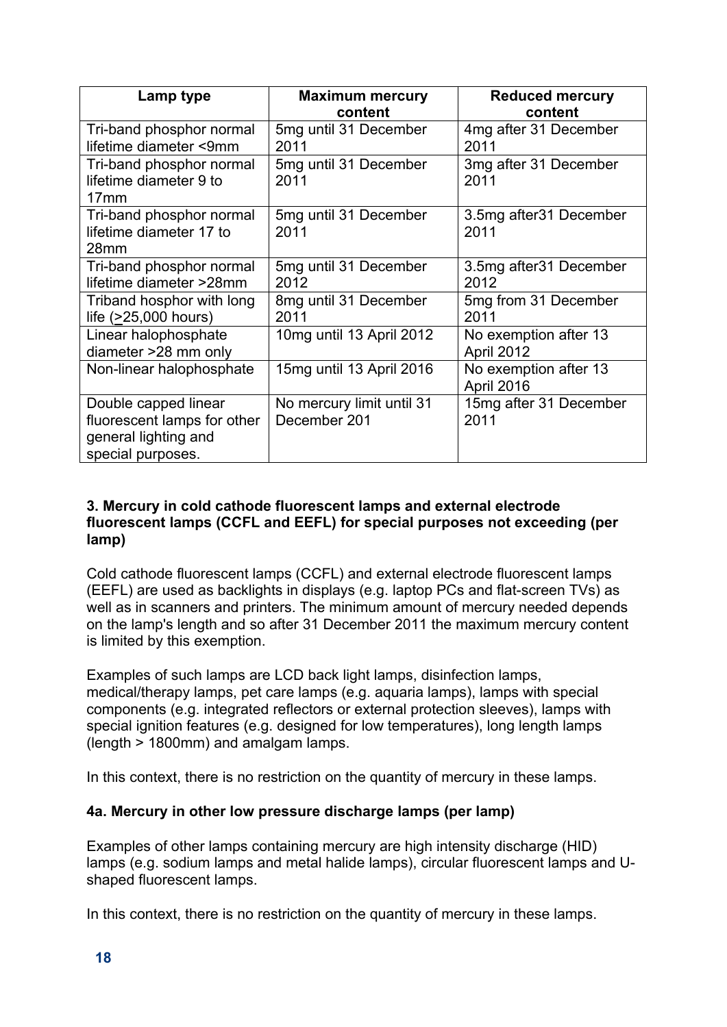| Lamp type | Maximum mercury content | Reduced mercury content |
|---|---|---|
| Tri-band phosphor normal lifetime diameter <9mm | 5mg until 31 December 2011 | 4mg after 31 December 2011 |
| Tri-band phosphor normal lifetime diameter 9 to 17mm | 5mg until 31 December 2011 | 3mg after 31 December 2011 |
| Tri-band phosphor normal lifetime diameter 17 to 28mm | 5mg until 31 December 2011 | 3.5mg after31 December 2011 |
| Tri-band phosphor normal lifetime diameter >28mm | 5mg until 31 December 2012 | 3.5mg after31 December 2012 |
| Triband hosphor with long life (≥25,000 hours) | 8mg until 31 December 2011 | 5mg from 31 December 2011 |
| Linear halophosphate diameter >28 mm only | 10mg until 13 April 2012 | No exemption after 13 April 2012 |
| Non-linear halophosphate | 15mg until 13 April 2016 | No exemption after 13 April 2016 |
| Double capped linear fluorescent lamps for other general lighting and special purposes. | No mercury limit until 31 December 201 | 15mg after 31 December 2011 |

**3. Mercury in cold cathode fluorescent lamps and external electrode fluorescent lamps (CCFL and EEFL) for special purposes not exceeding (per lamp)**

Cold cathode fluorescent lamps (CCFL) and external electrode fluorescent lamps (EEFL) are used as backlights in displays (e.g. laptop PCs and flat-screen TVs) as well as in scanners and printers. The minimum amount of mercury needed depends on the lamp's length and so after 31 December 2011 the maximum mercury content is limited by this exemption.

Examples of such lamps are LCD back light lamps, disinfection lamps, medical/therapy lamps, pet care lamps (e.g. aquaria lamps), lamps with special components (e.g. integrated reflectors or external protection sleeves), lamps with special ignition features (e.g. designed for low temperatures), long length lamps (length > 1800mm) and amalgam lamps.

In this context, there is no restriction on the quantity of mercury in these lamps.

**4a. Mercury in other low pressure discharge lamps (per lamp)**

Examples of other lamps containing mercury are high intensity discharge (HID) lamps (e.g. sodium lamps and metal halide lamps), circular fluorescent lamps and U-shaped fluorescent lamps.

In this context, there is no restriction on the quantity of mercury in these lamps.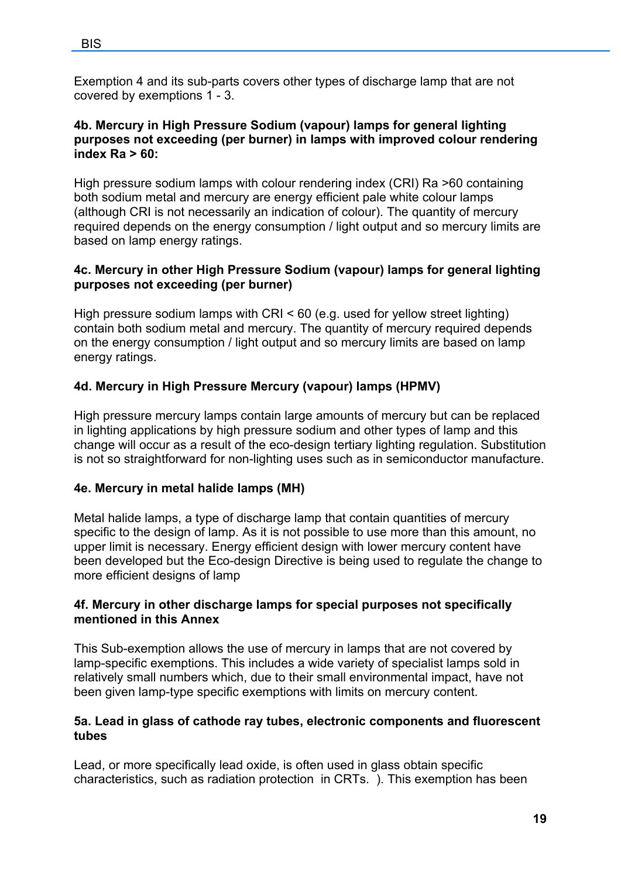Exemption 4 and its sub-parts covers other types of discharge lamp that are not covered by exemptions 1 - 3.

**4b. Mercury in High Pressure Sodium (vapour) lamps for general lighting purposes not exceeding (per burner) in lamps with improved colour rendering index Ra > 60:**

High pressure sodium lamps with colour rendering index (CRI) Ra >60 containing both sodium metal and mercury are energy efficient pale white colour lamps (although CRI is not necessarily an indication of colour). The quantity of mercury required depends on the energy consumption / light output and so mercury limits are based on lamp energy ratings.

**4c. Mercury in other High Pressure Sodium (vapour) lamps for general lighting purposes not exceeding (per burner)**

High pressure sodium lamps with CRI < 60 (e.g. used for yellow street lighting) contain both sodium metal and mercury. The quantity of mercury required depends on the energy consumption / light output and so mercury limits are based on lamp energy ratings.

**4d. Mercury in High Pressure Mercury (vapour) lamps (HPMV)**

High pressure mercury lamps contain large amounts of mercury but can be replaced in lighting applications by high pressure sodium and other types of lamp and this change will occur as a result of the eco-design tertiary lighting regulation. Substitution is not so straightforward for non-lighting uses such as in semiconductor manufacture.

**4e. Mercury in metal halide lamps (MH)**

Metal halide lamps, a type of discharge lamp that contain quantities of mercury specific to the design of lamp. As it is not possible to use more than this amount, no upper limit is necessary. Energy efficient design with lower mercury content have been developed but the Eco-design Directive is being used to regulate the change to more efficient designs of lamp

**4f. Mercury in other discharge lamps for special purposes not specifically mentioned in this Annex**

This Sub-exemption allows the use of mercury in lamps that are not covered by lamp-specific exemptions. This includes a wide variety of specialist lamps sold in relatively small numbers which, due to their small environmental impact, have not been given lamp-type specific exemptions with limits on mercury content.

**5a. Lead in glass of cathode ray tubes, electronic components and fluorescent tubes**

Lead, or more specifically lead oxide, is often used in glass obtain specific characteristics, such as radiation protection in CRTs. ). This exemption has been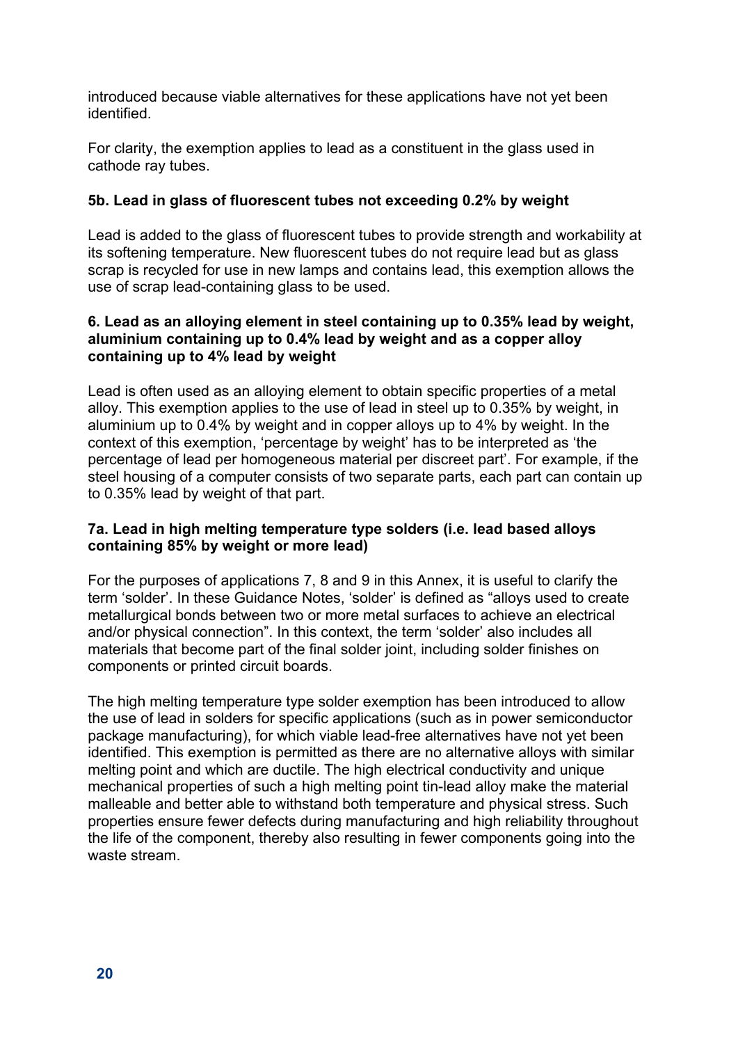introduced because viable alternatives for these applications have not yet been identified.

For clarity, the exemption applies to lead as a constituent in the glass used in cathode ray tubes.

### 5b. Lead in glass of fluorescent tubes not exceeding 0.2% by weight

Lead is added to the glass of fluorescent tubes to provide strength and workability at its softening temperature. New fluorescent tubes do not require lead but as glass scrap is recycled for use in new lamps and contains lead, this exemption allows the use of scrap lead-containing glass to be used.

### 6. Lead as an alloying element in steel containing up to 0.35% lead by weight, aluminium containing up to 0.4% lead by weight and as a copper alloy containing up to 4% lead by weight

Lead is often used as an alloying element to obtain specific properties of a metal alloy. This exemption applies to the use of lead in steel up to 0.35% by weight, in aluminium up to 0.4% by weight and in copper alloys up to 4% by weight. In the context of this exemption, 'percentage by weight' has to be interpreted as 'the percentage of lead per homogeneous material per discreet part'. For example, if the steel housing of a computer consists of two separate parts, each part can contain up to 0.35% lead by weight of that part.

### 7a. Lead in high melting temperature type solders (i.e. lead based alloys containing 85% by weight or more lead)

For the purposes of applications 7, 8 and 9 in this Annex, it is useful to clarify the term 'solder'. In these Guidance Notes, 'solder' is defined as "alloys used to create metallurgical bonds between two or more metal surfaces to achieve an electrical and/or physical connection". In this context, the term 'solder' also includes all materials that become part of the final solder joint, including solder finishes on components or printed circuit boards.

The high melting temperature type solder exemption has been introduced to allow the use of lead in solders for specific applications (such as in power semiconductor package manufacturing), for which viable lead-free alternatives have not yet been identified. This exemption is permitted as there are no alternative alloys with similar melting point and which are ductile. The high electrical conductivity and unique mechanical properties of such a high melting point tin-lead alloy make the material malleable and better able to withstand both temperature and physical stress. Such properties ensure fewer defects during manufacturing and high reliability throughout the life of the component, thereby also resulting in fewer components going into the waste stream.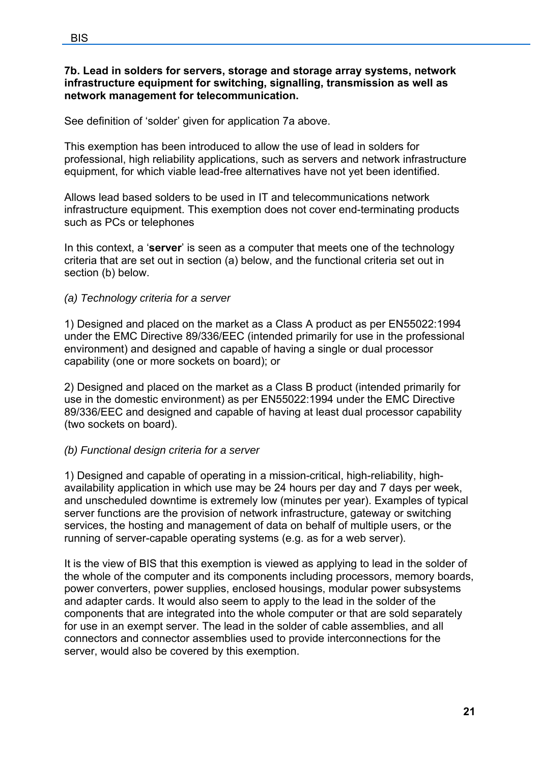**7b. Lead in solders for servers, storage and storage array systems, network infrastructure equipment for switching, signalling, transmission as well as network management for telecommunication.**

See definition of 'solder' given for application 7a above.

This exemption has been introduced to allow the use of lead in solders for professional, high reliability applications, such as servers and network infrastructure equipment, for which viable lead-free alternatives have not yet been identified.

Allows lead based solders to be used in IT and telecommunications network infrastructure equipment. This exemption does not cover end-terminating products such as PCs or telephones

In this context, a '**server**' is seen as a computer that meets one of the technology criteria that are set out in section (a) below, and the functional criteria set out in section (b) below.

*(a) Technology criteria for a server*

1) Designed and placed on the market as a Class A product as per EN55022:1994 under the EMC Directive 89/336/EEC (intended primarily for use in the professional environment) and designed and capable of having a single or dual processor capability (one or more sockets on board); or

2) Designed and placed on the market as a Class B product (intended primarily for use in the domestic environment) as per EN55022:1994 under the EMC Directive 89/336/EEC and designed and capable of having at least dual processor capability (two sockets on board).

*(b) Functional design criteria for a server*

1) Designed and capable of operating in a mission-critical, high-reliability, high-availability application in which use may be 24 hours per day and 7 days per week, and unscheduled downtime is extremely low (minutes per year). Examples of typical server functions are the provision of network infrastructure, gateway or switching services, the hosting and management of data on behalf of multiple users, or the running of server-capable operating systems (e.g. as for a web server).

It is the view of BIS that this exemption is viewed as applying to lead in the solder of the whole of the computer and its components including processors, memory boards, power converters, power supplies, enclosed housings, modular power subsystems and adapter cards. It would also seem to apply to the lead in the solder of the components that are integrated into the whole computer or that are sold separately for use in an exempt server. The lead in the solder of cable assemblies, and all connectors and connector assemblies used to provide interconnections for the server, would also be covered by this exemption.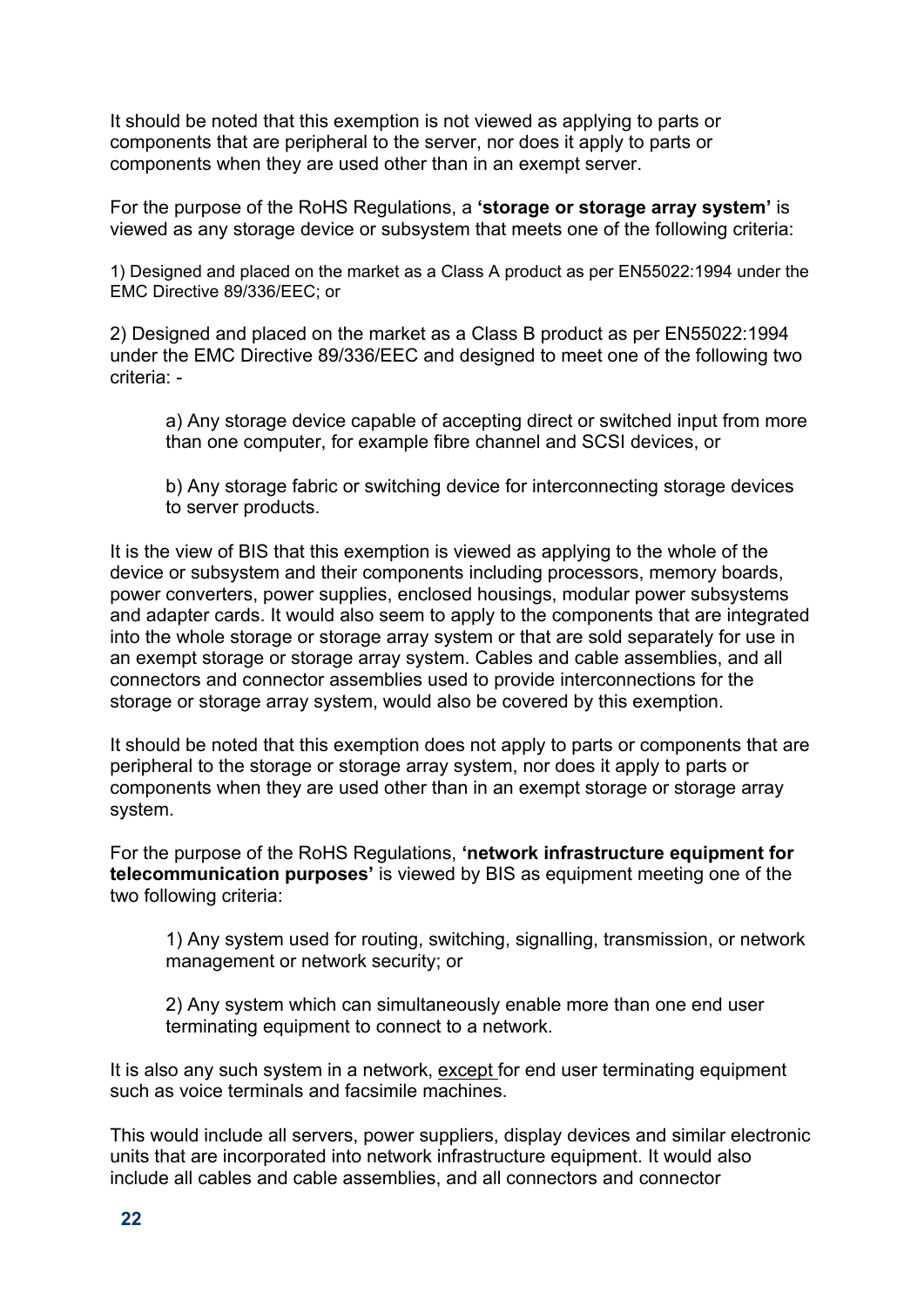It should be noted that this exemption is not viewed as applying to parts or components that are peripheral to the server, nor does it apply to parts or components when they are used other than in an exempt server.

For the purpose of the RoHS Regulations, a **'storage or storage array system'** is viewed as any storage device or subsystem that meets one of the following criteria:

1) Designed and placed on the market as a Class A product as per EN55022:1994 under the EMC Directive 89/336/EEC; or

2) Designed and placed on the market as a Class B product as per EN55022:1994 under the EMC Directive 89/336/EEC and designed to meet one of the following two criteria: -

> a) Any storage device capable of accepting direct or switched input from more than one computer, for example fibre channel and SCSI devices, or
>
> b) Any storage fabric or switching device for interconnecting storage devices to server products.

It is the view of BIS that this exemption is viewed as applying to the whole of the device or subsystem and their components including processors, memory boards, power converters, power supplies, enclosed housings, modular power subsystems and adapter cards. It would also seem to apply to the components that are integrated into the whole storage or storage array system or that are sold separately for use in an exempt storage or storage array system. Cables and cable assemblies, and all connectors and connector assemblies used to provide interconnections for the storage or storage array system, would also be covered by this exemption.

It should be noted that this exemption does not apply to parts or components that are peripheral to the storage or storage array system, nor does it apply to parts or components when they are used other than in an exempt storage or storage array system.

For the purpose of the RoHS Regulations, **'network infrastructure equipment for telecommunication purposes'** is viewed by BIS as equipment meeting one of the two following criteria:

> 1) Any system used for routing, switching, signalling, transmission, or network management or network security; or
>
> 2) Any system which can simultaneously enable more than one end user terminating equipment to connect to a network.

It is also any such system in a network, except for end user terminating equipment such as voice terminals and facsimile machines.

This would include all servers, power suppliers, display devices and similar electronic units that are incorporated into network infrastructure equipment. It would also include all cables and cable assemblies, and all connectors and connector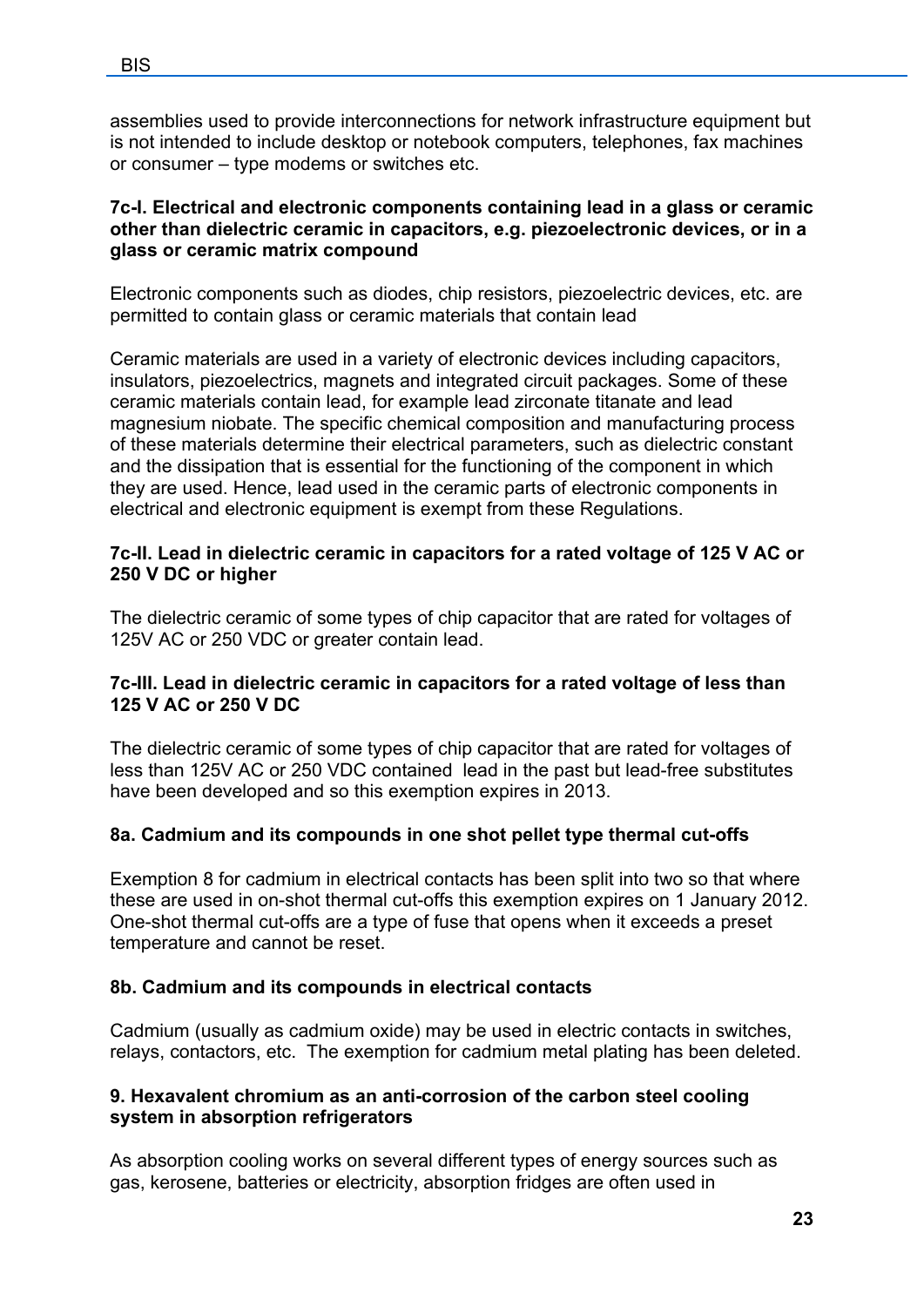assemblies used to provide interconnections for network infrastructure equipment but is not intended to include desktop or notebook computers, telephones, fax machines or consumer – type modems or switches etc.

#### 7c-I. Electrical and electronic components containing lead in a glass or ceramic other than dielectric ceramic in capacitors, e.g. piezoelectronic devices, or in a glass or ceramic matrix compound

Electronic components such as diodes, chip resistors, piezoelectric devices, etc. are permitted to contain glass or ceramic materials that contain lead

Ceramic materials are used in a variety of electronic devices including capacitors, insulators, piezoelectrics, magnets and integrated circuit packages. Some of these ceramic materials contain lead, for example lead zirconate titanate and lead magnesium niobate. The specific chemical composition and manufacturing process of these materials determine their electrical parameters, such as dielectric constant and the dissipation that is essential for the functioning of the component in which they are used. Hence, lead used in the ceramic parts of electronic components in electrical and electronic equipment is exempt from these Regulations.

#### 7c-II. Lead in dielectric ceramic in capacitors for a rated voltage of 125 V AC or 250 V DC or higher

The dielectric ceramic of some types of chip capacitor that are rated for voltages of 125V AC or 250 VDC or greater contain lead.

#### 7c-III. Lead in dielectric ceramic in capacitors for a rated voltage of less than 125 V AC or 250 V DC

The dielectric ceramic of some types of chip capacitor that are rated for voltages of less than 125V AC or 250 VDC contained lead in the past but lead-free substitutes have been developed and so this exemption expires in 2013.

#### 8a. Cadmium and its compounds in one shot pellet type thermal cut-offs

Exemption 8 for cadmium in electrical contacts has been split into two so that where these are used in on-shot thermal cut-offs this exemption expires on 1 January 2012. One-shot thermal cut-offs are a type of fuse that opens when it exceeds a preset temperature and cannot be reset.

#### 8b. Cadmium and its compounds in electrical contacts

Cadmium (usually as cadmium oxide) may be used in electric contacts in switches, relays, contactors, etc. The exemption for cadmium metal plating has been deleted.

#### 9. Hexavalent chromium as an anti-corrosion of the carbon steel cooling system in absorption refrigerators

As absorption cooling works on several different types of energy sources such as gas, kerosene, batteries or electricity, absorption fridges are often used in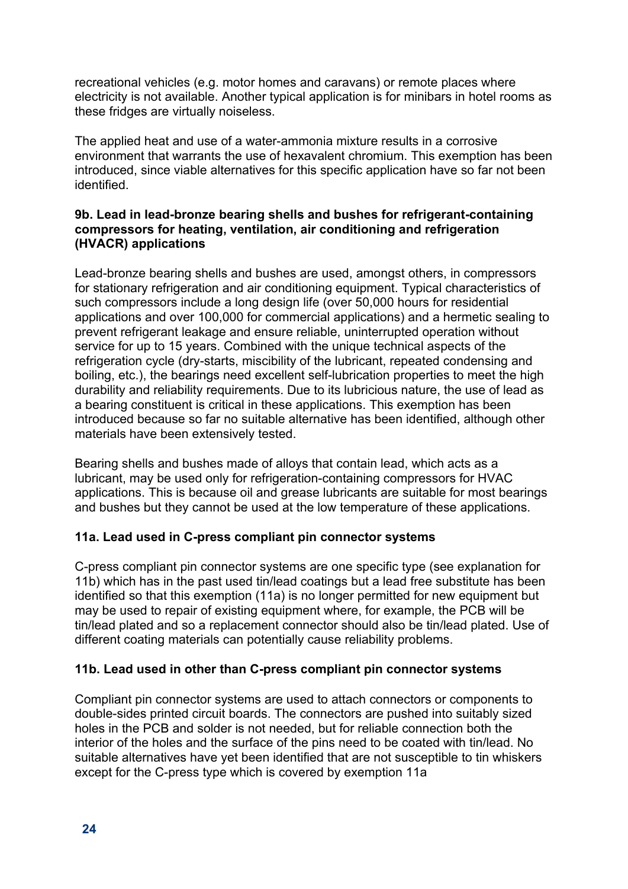recreational vehicles (e.g. motor homes and caravans) or remote places where electricity is not available. Another typical application is for minibars in hotel rooms as these fridges are virtually noiseless.

The applied heat and use of a water-ammonia mixture results in a corrosive environment that warrants the use of hexavalent chromium. This exemption has been introduced, since viable alternatives for this specific application have so far not been identified.

### 9b. Lead in lead-bronze bearing shells and bushes for refrigerant-containing compressors for heating, ventilation, air conditioning and refrigeration (HVACR) applications

Lead-bronze bearing shells and bushes are used, amongst others, in compressors for stationary refrigeration and air conditioning equipment. Typical characteristics of such compressors include a long design life (over 50,000 hours for residential applications and over 100,000 for commercial applications) and a hermetic sealing to prevent refrigerant leakage and ensure reliable, uninterrupted operation without service for up to 15 years. Combined with the unique technical aspects of the refrigeration cycle (dry-starts, miscibility of the lubricant, repeated condensing and boiling, etc.), the bearings need excellent self-lubrication properties to meet the high durability and reliability requirements. Due to its lubricious nature, the use of lead as a bearing constituent is critical in these applications. This exemption has been introduced because so far no suitable alternative has been identified, although other materials have been extensively tested.

Bearing shells and bushes made of alloys that contain lead, which acts as a lubricant, may be used only for refrigeration-containing compressors for HVAC applications. This is because oil and grease lubricants are suitable for most bearings and bushes but they cannot be used at the low temperature of these applications.

### 11a. Lead used in C-press compliant pin connector systems

C-press compliant pin connector systems are one specific type (see explanation for 11b) which has in the past used tin/lead coatings but a lead free substitute has been identified so that this exemption (11a) is no longer permitted for new equipment but may be used to repair of existing equipment where, for example, the PCB will be tin/lead plated and so a replacement connector should also be tin/lead plated. Use of different coating materials can potentially cause reliability problems.

### 11b. Lead used in other than C-press compliant pin connector systems

Compliant pin connector systems are used to attach connectors or components to double-sides printed circuit boards. The connectors are pushed into suitably sized holes in the PCB and solder is not needed, but for reliable connection both the interior of the holes and the surface of the pins need to be coated with tin/lead. No suitable alternatives have yet been identified that are not susceptible to tin whiskers except for the C-press type which is covered by exemption 11a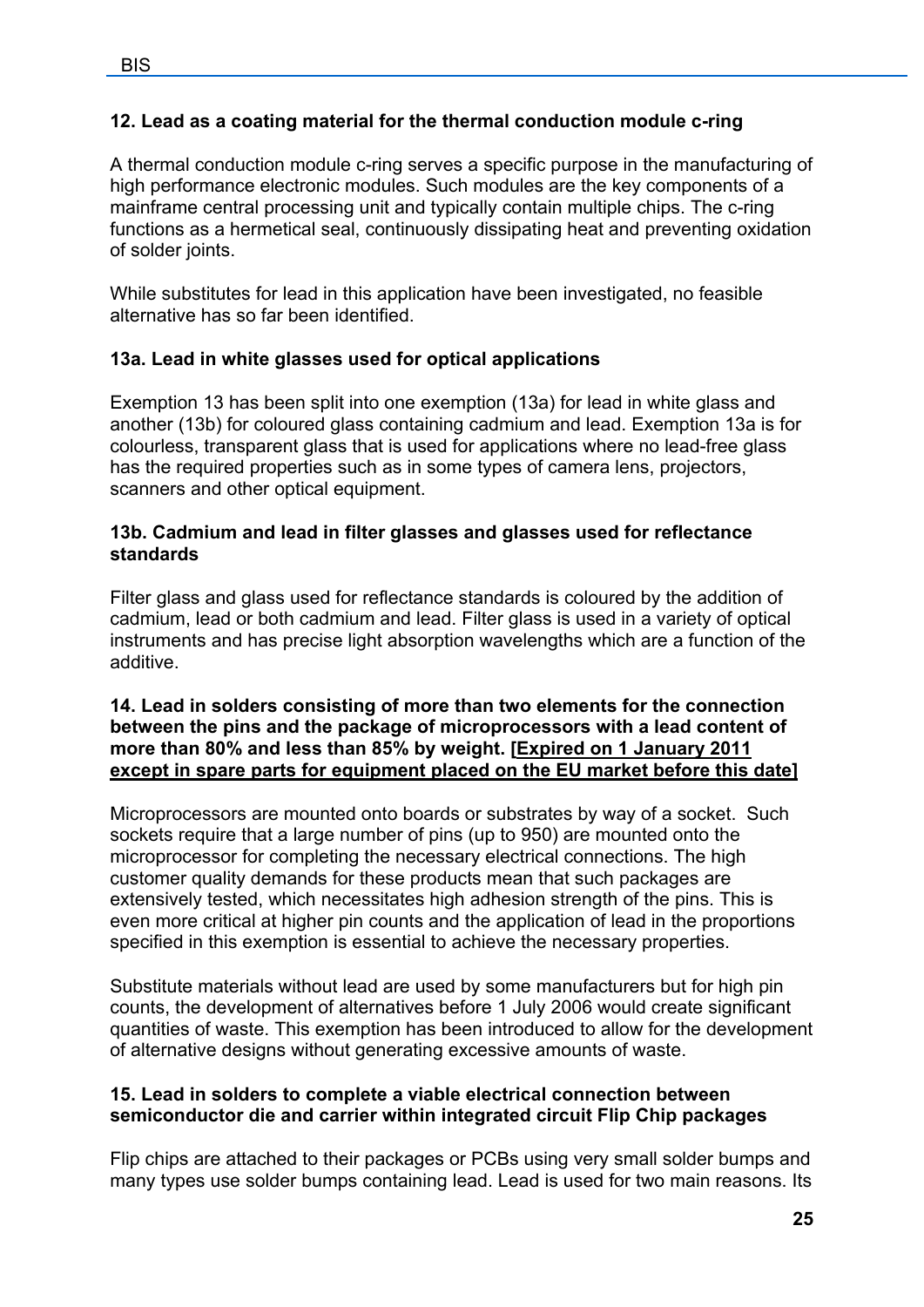### 12. Lead as a coating material for the thermal conduction module c-ring

A thermal conduction module c-ring serves a specific purpose in the manufacturing of high performance electronic modules. Such modules are the key components of a mainframe central processing unit and typically contain multiple chips. The c-ring functions as a hermetical seal, continuously dissipating heat and preventing oxidation of solder joints.

While substitutes for lead in this application have been investigated, no feasible alternative has so far been identified.

### 13a. Lead in white glasses used for optical applications

Exemption 13 has been split into one exemption (13a) for lead in white glass and another (13b) for coloured glass containing cadmium and lead. Exemption 13a is for colourless, transparent glass that is used for applications where no lead-free glass has the required properties such as in some types of camera lens, projectors, scanners and other optical equipment.

### 13b. Cadmium and lead in filter glasses and glasses used for reflectance standards

Filter glass and glass used for reflectance standards is coloured by the addition of cadmium, lead or both cadmium and lead. Filter glass is used in a variety of optical instruments and has precise light absorption wavelengths which are a function of the additive.

### 14. Lead in solders consisting of more than two elements for the connection between the pins and the package of microprocessors with a lead content of more than 80% and less than 85% by weight. [Expired on 1 January 2011 except in spare parts for equipment placed on the EU market before this date]

Microprocessors are mounted onto boards or substrates by way of a socket. Such sockets require that a large number of pins (up to 950) are mounted onto the microprocessor for completing the necessary electrical connections. The high customer quality demands for these products mean that such packages are extensively tested, which necessitates high adhesion strength of the pins. This is even more critical at higher pin counts and the application of lead in the proportions specified in this exemption is essential to achieve the necessary properties.

Substitute materials without lead are used by some manufacturers but for high pin counts, the development of alternatives before 1 July 2006 would create significant quantities of waste. This exemption has been introduced to allow for the development of alternative designs without generating excessive amounts of waste.

### 15. Lead in solders to complete a viable electrical connection between semiconductor die and carrier within integrated circuit Flip Chip packages

Flip chips are attached to their packages or PCBs using very small solder bumps and many types use solder bumps containing lead. Lead is used for two main reasons. Its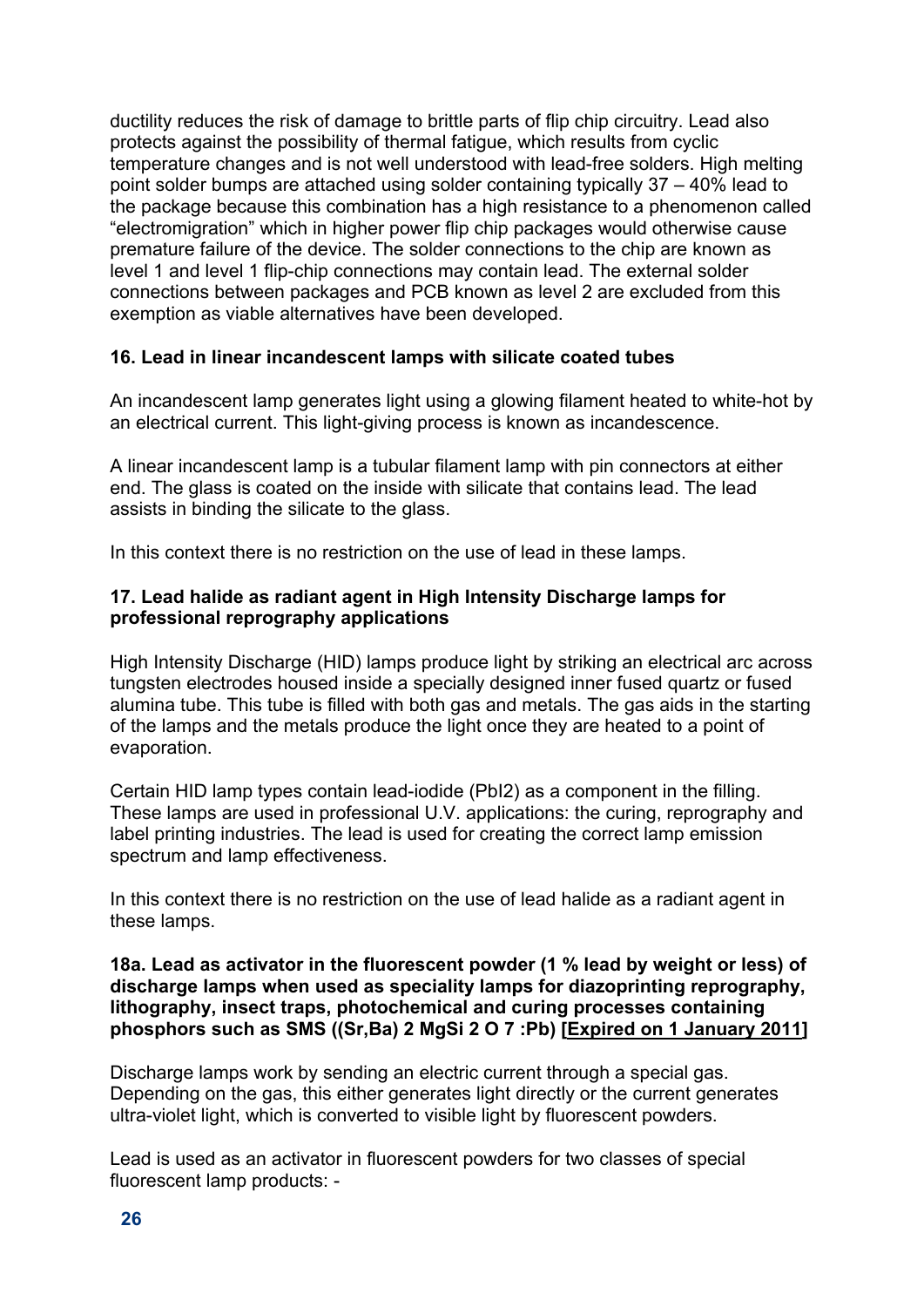ductility reduces the risk of damage to brittle parts of flip chip circuitry. Lead also protects against the possibility of thermal fatigue, which results from cyclic temperature changes and is not well understood with lead-free solders. High melting point solder bumps are attached using solder containing typically 37 – 40% lead to the package because this combination has a high resistance to a phenomenon called "electromigration" which in higher power flip chip packages would otherwise cause premature failure of the device. The solder connections to the chip are known as level 1 and level 1 flip-chip connections may contain lead. The external solder connections between packages and PCB known as level 2 are excluded from this exemption as viable alternatives have been developed.

**16. Lead in linear incandescent lamps with silicate coated tubes**

An incandescent lamp generates light using a glowing filament heated to white-hot by an electrical current. This light-giving process is known as incandescence.

A linear incandescent lamp is a tubular filament lamp with pin connectors at either end. The glass is coated on the inside with silicate that contains lead. The lead assists in binding the silicate to the glass.

In this context there is no restriction on the use of lead in these lamps.

**17. Lead halide as radiant agent in High Intensity Discharge lamps for professional reprography applications**

High Intensity Discharge (HID) lamps produce light by striking an electrical arc across tungsten electrodes housed inside a specially designed inner fused quartz or fused alumina tube. This tube is filled with both gas and metals. The gas aids in the starting of the lamps and the metals produce the light once they are heated to a point of evaporation.

Certain HID lamp types contain lead-iodide ($PbI_2$) as a component in the filling. These lamps are used in professional U.V. applications: the curing, reprography and label printing industries. The lead is used for creating the correct lamp emission spectrum and lamp effectiveness.

In this context there is no restriction on the use of lead halide as a radiant agent in these lamps.

**18a. Lead as activator in the fluorescent powder (1 % lead by weight or less) of discharge lamps when used as speciality lamps for diazoprinting reprography, lithography, insect traps, photochemical and curing processes containing phosphors such as SMS ($(Sr,Ba)_2MgSi_2O_7:Pb$) [Expired on 1 January 2011]**

Discharge lamps work by sending an electric current through a special gas. Depending on the gas, this either generates light directly or the current generates ultra-violet light, which is converted to visible light by fluorescent powders.

Lead is used as an activator in fluorescent powders for two classes of special fluorescent lamp products: -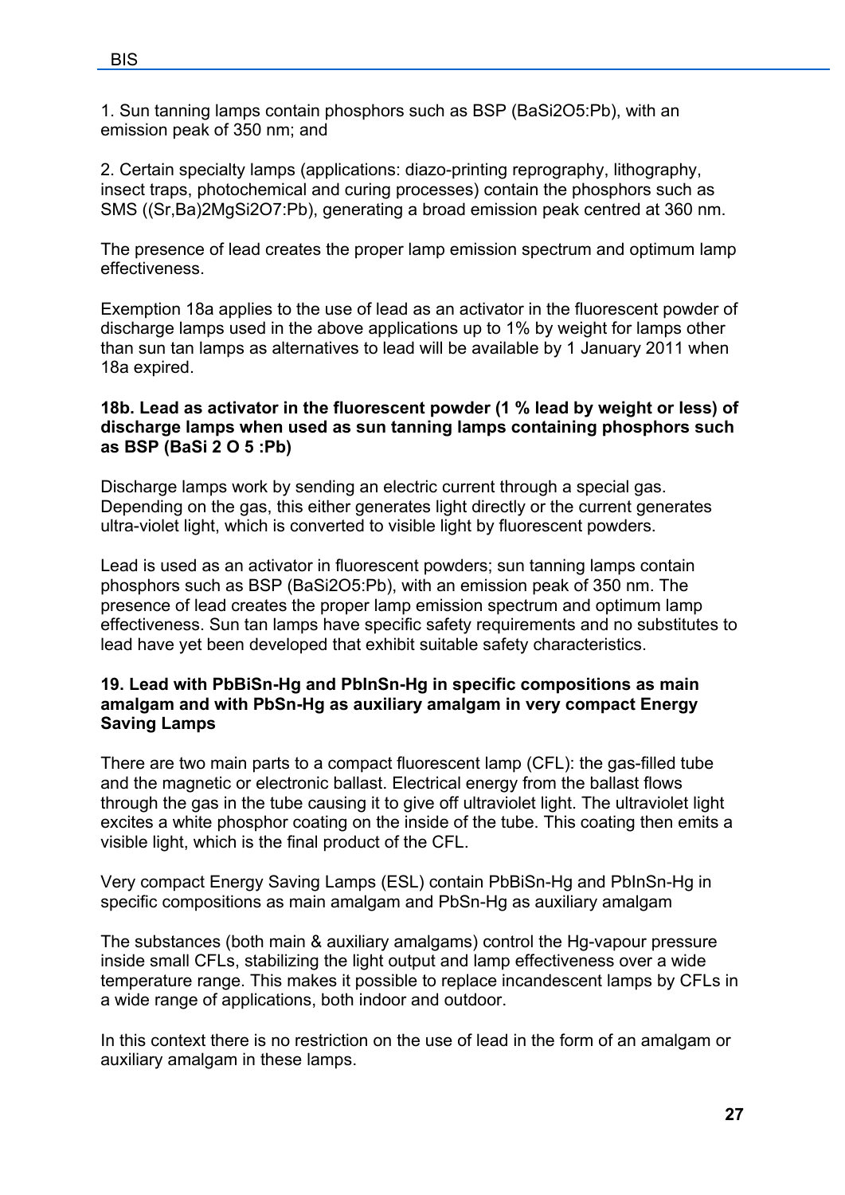1. Sun tanning lamps contain phosphors such as BSP ($BaSi_2O_5$:Pb), with an emission peak of 350 nm; and

2. Certain specialty lamps (applications: diazo-printing reprography, lithography, insect traps, photochemical and curing processes) contain the phosphors such as SMS ($(Sr,Ba)_2MgSi_2O_7$:Pb), generating a broad emission peak centred at 360 nm.

The presence of lead creates the proper lamp emission spectrum and optimum lamp effectiveness.

Exemption 18a applies to the use of lead as an activator in the fluorescent powder of discharge lamps used in the above applications up to 1% by weight for lamps other than sun tan lamps as alternatives to lead will be available by 1 January 2011 when 18a expired.

**18b. Lead as activator in the fluorescent powder (1 % lead by weight or less) of discharge lamps when used as sun tanning lamps containing phosphors such as BSP ($BaSi_2O_5$:Pb)**

Discharge lamps work by sending an electric current through a special gas. Depending on the gas, this either generates light directly or the current generates ultra-violet light, which is converted to visible light by fluorescent powders.

Lead is used as an activator in fluorescent powders; sun tanning lamps contain phosphors such as BSP ($BaSi_2O_5$:Pb), with an emission peak of 350 nm. The presence of lead creates the proper lamp emission spectrum and optimum lamp effectiveness. Sun tan lamps have specific safety requirements and no substitutes to lead have yet been developed that exhibit suitable safety characteristics.

**19. Lead with PbBiSn-Hg and PbInSn-Hg in specific compositions as main amalgam and with PbSn-Hg as auxiliary amalgam in very compact Energy Saving Lamps**

There are two main parts to a compact fluorescent lamp (CFL): the gas-filled tube and the magnetic or electronic ballast. Electrical energy from the ballast flows through the gas in the tube causing it to give off ultraviolet light. The ultraviolet light excites a white phosphor coating on the inside of the tube. This coating then emits a visible light, which is the final product of the CFL.

Very compact Energy Saving Lamps (ESL) contain PbBiSn-Hg and PbInSn-Hg in specific compositions as main amalgam and PbSn-Hg as auxiliary amalgam

The substances (both main & auxiliary amalgams) control the Hg-vapour pressure inside small CFLs, stabilizing the light output and lamp effectiveness over a wide temperature range. This makes it possible to replace incandescent lamps by CFLs in a wide range of applications, both indoor and outdoor.

In this context there is no restriction on the use of lead in the form of an amalgam or auxiliary amalgam in these lamps.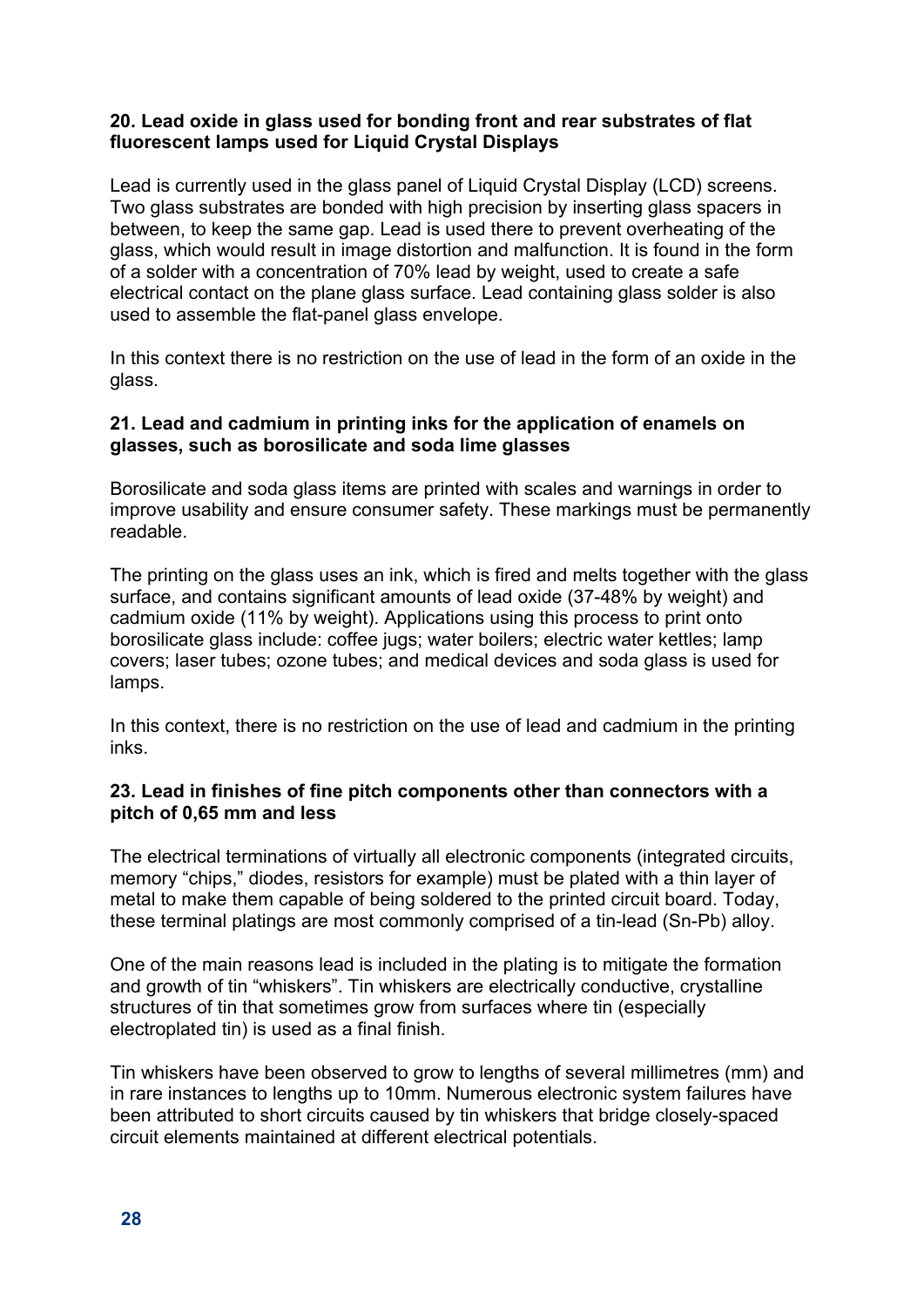**20. Lead oxide in glass used for bonding front and rear substrates of flat fluorescent lamps used for Liquid Crystal Displays**

Lead is currently used in the glass panel of Liquid Crystal Display (LCD) screens. Two glass substrates are bonded with high precision by inserting glass spacers in between, to keep the same gap. Lead is used there to prevent overheating of the glass, which would result in image distortion and malfunction. It is found in the form of a solder with a concentration of 70% lead by weight, used to create a safe electrical contact on the plane glass surface. Lead containing glass solder is also used to assemble the flat-panel glass envelope.

In this context there is no restriction on the use of lead in the form of an oxide in the glass.

**21. Lead and cadmium in printing inks for the application of enamels on glasses, such as borosilicate and soda lime glasses**

Borosilicate and soda glass items are printed with scales and warnings in order to improve usability and ensure consumer safety. These markings must be permanently readable.

The printing on the glass uses an ink, which is fired and melts together with the glass surface, and contains significant amounts of lead oxide (37-48% by weight) and cadmium oxide (11% by weight). Applications using this process to print onto borosilicate glass include: coffee jugs; water boilers; electric water kettles; lamp covers; laser tubes; ozone tubes; and medical devices and soda glass is used for lamps.

In this context, there is no restriction on the use of lead and cadmium in the printing inks.

**23. Lead in finishes of fine pitch components other than connectors with a pitch of 0,65 mm and less**

The electrical terminations of virtually all electronic components (integrated circuits, memory "chips," diodes, resistors for example) must be plated with a thin layer of metal to make them capable of being soldered to the printed circuit board. Today, these terminal platings are most commonly comprised of a tin-lead (Sn-Pb) alloy.

One of the main reasons lead is included in the plating is to mitigate the formation and growth of tin "whiskers". Tin whiskers are electrically conductive, crystalline structures of tin that sometimes grow from surfaces where tin (especially electroplated tin) is used as a final finish.

Tin whiskers have been observed to grow to lengths of several millimetres (mm) and in rare instances to lengths up to 10mm. Numerous electronic system failures have been attributed to short circuits caused by tin whiskers that bridge closely-spaced circuit elements maintained at different electrical potentials.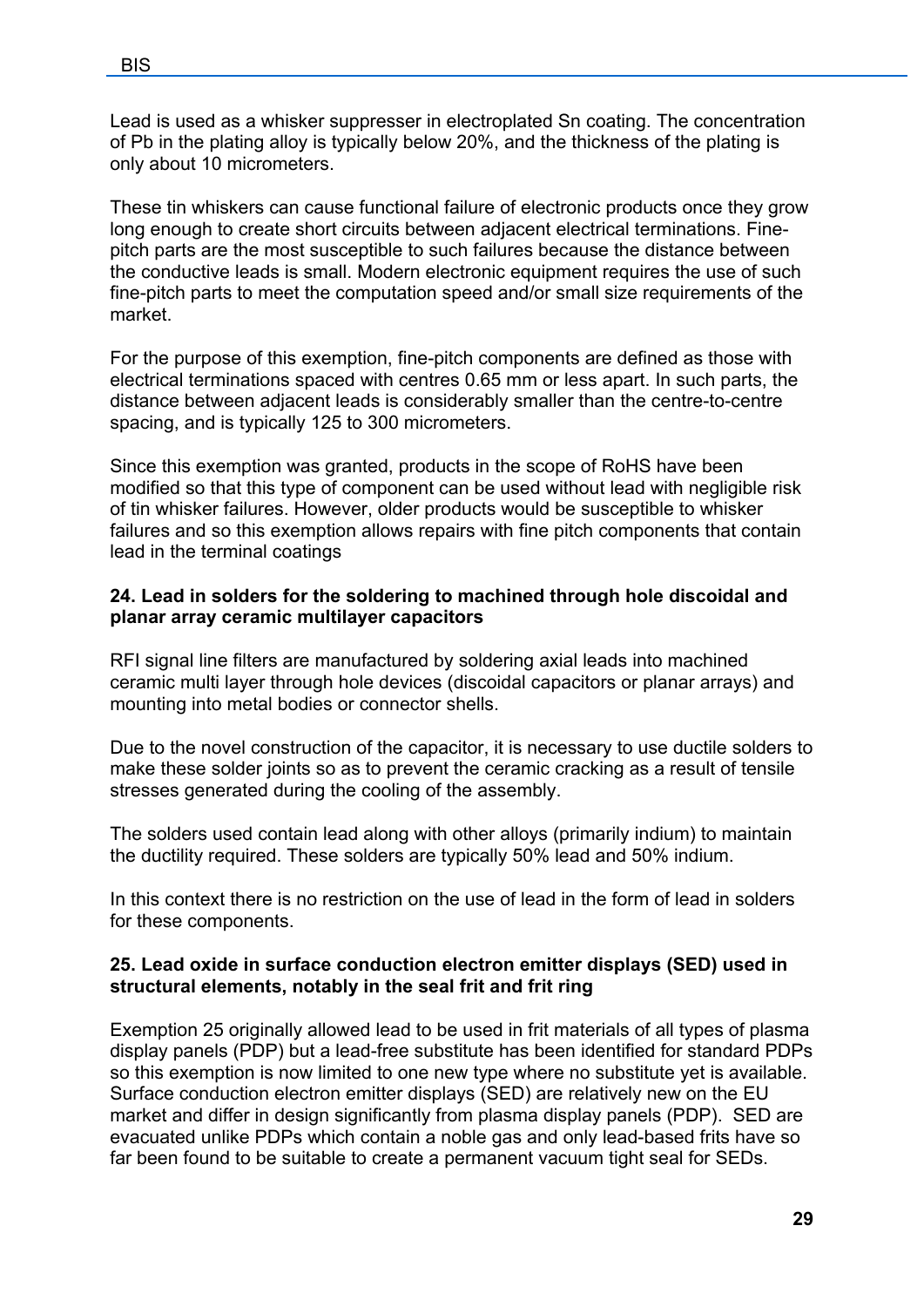Lead is used as a whisker suppresser in electroplated Sn coating. The concentration of Pb in the plating alloy is typically below 20%, and the thickness of the plating is only about 10 micrometers.

These tin whiskers can cause functional failure of electronic products once they grow long enough to create short circuits between adjacent electrical terminations. Fine-pitch parts are the most susceptible to such failures because the distance between the conductive leads is small. Modern electronic equipment requires the use of such fine-pitch parts to meet the computation speed and/or small size requirements of the market.

For the purpose of this exemption, fine-pitch components are defined as those with electrical terminations spaced with centres 0.65 mm or less apart. In such parts, the distance between adjacent leads is considerably smaller than the centre-to-centre spacing, and is typically 125 to 300 micrometers.

Since this exemption was granted, products in the scope of RoHS have been modified so that this type of component can be used without lead with negligible risk of tin whisker failures. However, older products would be susceptible to whisker failures and so this exemption allows repairs with fine pitch components that contain lead in the terminal coatings

**24. Lead in solders for the soldering to machined through hole discoidal and planar array ceramic multilayer capacitors**

RFI signal line filters are manufactured by soldering axial leads into machined ceramic multi layer through hole devices (discoidal capacitors or planar arrays) and mounting into metal bodies or connector shells.

Due to the novel construction of the capacitor, it is necessary to use ductile solders to make these solder joints so as to prevent the ceramic cracking as a result of tensile stresses generated during the cooling of the assembly.

The solders used contain lead along with other alloys (primarily indium) to maintain the ductility required. These solders are typically 50% lead and 50% indium.

In this context there is no restriction on the use of lead in the form of lead in solders for these components.

**25. Lead oxide in surface conduction electron emitter displays (SED) used in structural elements, notably in the seal frit and frit ring**

Exemption 25 originally allowed lead to be used in frit materials of all types of plasma display panels (PDP) but a lead-free substitute has been identified for standard PDPs so this exemption is now limited to one new type where no substitute yet is available. Surface conduction electron emitter displays (SED) are relatively new on the EU market and differ in design significantly from plasma display panels (PDP). SED are evacuated unlike PDPs which contain a noble gas and only lead-based frits have so far been found to be suitable to create a permanent vacuum tight seal for SEDs.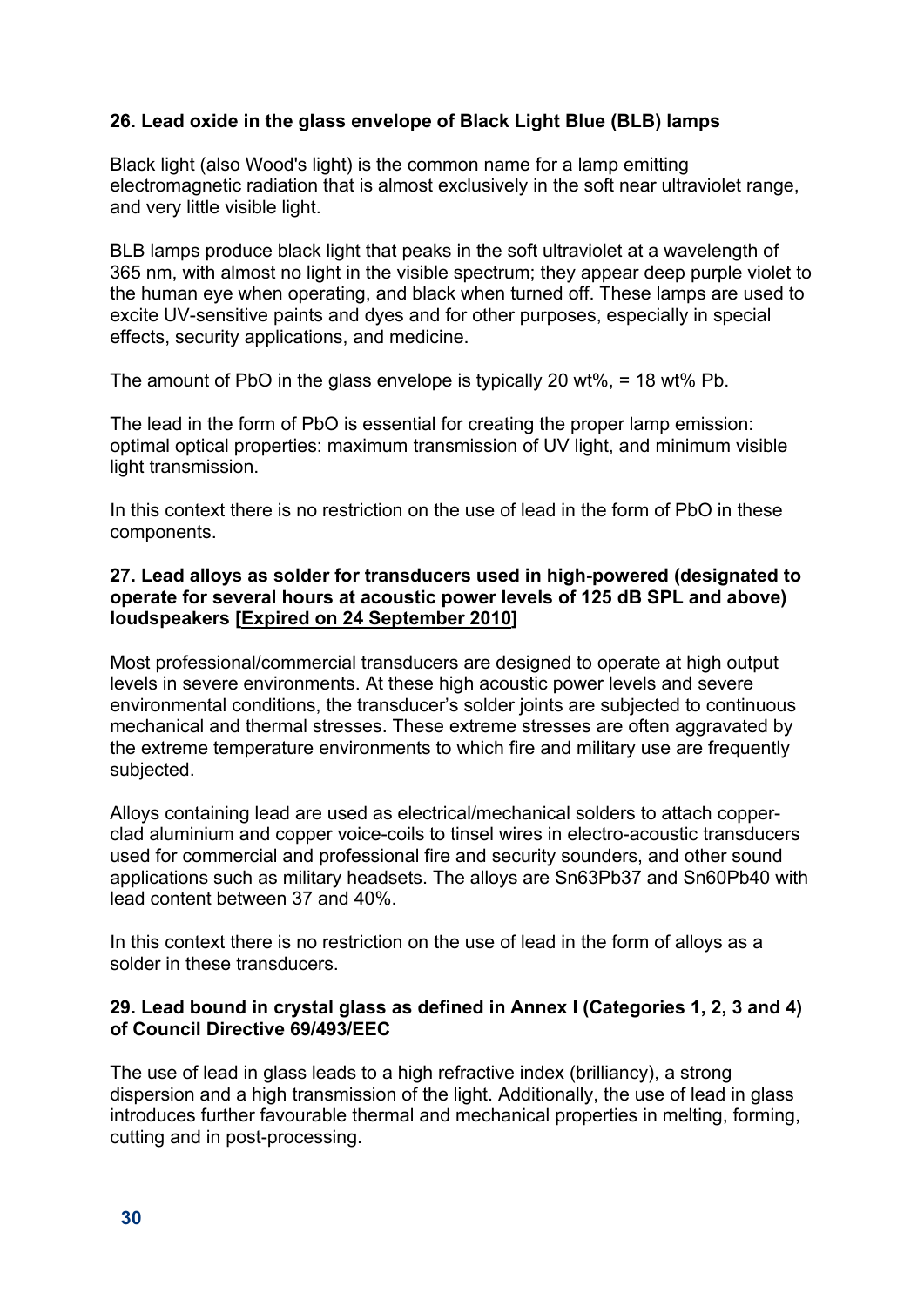**26. Lead oxide in the glass envelope of Black Light Blue (BLB) lamps**

Black light (also Wood's light) is the common name for a lamp emitting electromagnetic radiation that is almost exclusively in the soft near ultraviolet range, and very little visible light.

BLB lamps produce black light that peaks in the soft ultraviolet at a wavelength of 365 nm, with almost no light in the visible spectrum; they appear deep purple violet to the human eye when operating, and black when turned off. These lamps are used to excite UV-sensitive paints and dyes and for other purposes, especially in special effects, security applications, and medicine.

The amount of PbO in the glass envelope is typically 20 wt%, = 18 wt% Pb.

The lead in the form of PbO is essential for creating the proper lamp emission: optimal optical properties: maximum transmission of UV light, and minimum visible light transmission.

In this context there is no restriction on the use of lead in the form of PbO in these components.

**27. Lead alloys as solder for transducers used in high-powered (designated to operate for several hours at acoustic power levels of 125 dB SPL and above) loudspeakers [Expired on 24 September 2010]**

Most professional/commercial transducers are designed to operate at high output levels in severe environments. At these high acoustic power levels and severe environmental conditions, the transducer's solder joints are subjected to continuous mechanical and thermal stresses. These extreme stresses are often aggravated by the extreme temperature environments to which fire and military use are frequently subjected.

Alloys containing lead are used as electrical/mechanical solders to attach copper-clad aluminium and copper voice-coils to tinsel wires in electro-acoustic transducers used for commercial and professional fire and security sounders, and other sound applications such as military headsets. The alloys are Sn63Pb37 and Sn60Pb40 with lead content between 37 and 40%.

In this context there is no restriction on the use of lead in the form of alloys as a solder in these transducers.

**29. Lead bound in crystal glass as defined in Annex I (Categories 1, 2, 3 and 4) of Council Directive 69/493/EEC**

The use of lead in glass leads to a high refractive index (brilliancy), a strong dispersion and a high transmission of the light. Additionally, the use of lead in glass introduces further favourable thermal and mechanical properties in melting, forming, cutting and in post-processing.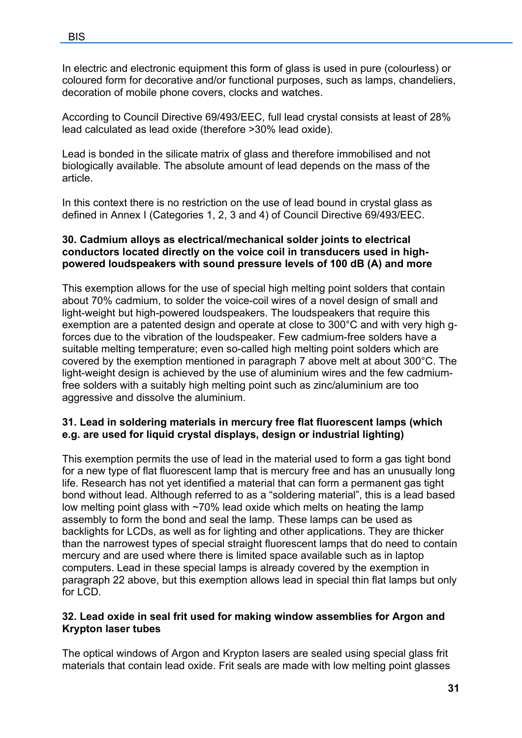In electric and electronic equipment this form of glass is used in pure (colourless) or coloured form for decorative and/or functional purposes, such as lamps, chandeliers, decoration of mobile phone covers, clocks and watches.

According to Council Directive 69/493/EEC, full lead crystal consists at least of 28% lead calculated as lead oxide (therefore >30% lead oxide).

Lead is bonded in the silicate matrix of glass and therefore immobilised and not biologically available. The absolute amount of lead depends on the mass of the article.

In this context there is no restriction on the use of lead bound in crystal glass as defined in Annex I (Categories 1, 2, 3 and 4) of Council Directive 69/493/EEC.

**30. Cadmium alloys as electrical/mechanical solder joints to electrical conductors located directly on the voice coil in transducers used in high-powered loudspeakers with sound pressure levels of 100 dB (A) and more**

This exemption allows for the use of special high melting point solders that contain about 70% cadmium, to solder the voice-coil wires of a novel design of small and light-weight but high-powered loudspeakers. The loudspeakers that require this exemption are a patented design and operate at close to 300°C and with very high g-forces due to the vibration of the loudspeaker. Few cadmium-free solders have a suitable melting temperature; even so-called high melting point solders which are covered by the exemption mentioned in paragraph 7 above melt at about 300°C. The light-weight design is achieved by the use of aluminium wires and the few cadmium-free solders with a suitably high melting point such as zinc/aluminium are too aggressive and dissolve the aluminium.

**31. Lead in soldering materials in mercury free flat fluorescent lamps (which e.g. are used for liquid crystal displays, design or industrial lighting)**

This exemption permits the use of lead in the material used to form a gas tight bond for a new type of flat fluorescent lamp that is mercury free and has an unusually long life. Research has not yet identified a material that can form a permanent gas tight bond without lead. Although referred to as a "soldering material", this is a lead based low melting point glass with ~70% lead oxide which melts on heating the lamp assembly to form the bond and seal the lamp. These lamps can be used as backlights for LCDs, as well as for lighting and other applications. They are thicker than the narrowest types of special straight fluorescent lamps that do need to contain mercury and are used where there is limited space available such as in laptop computers. Lead in these special lamps is already covered by the exemption in paragraph 22 above, but this exemption allows lead in special thin flat lamps but only for LCD.

**32. Lead oxide in seal frit used for making window assemblies for Argon and Krypton laser tubes**

The optical windows of Argon and Krypton lasers are sealed using special glass frit materials that contain lead oxide. Frit seals are made with low melting point glasses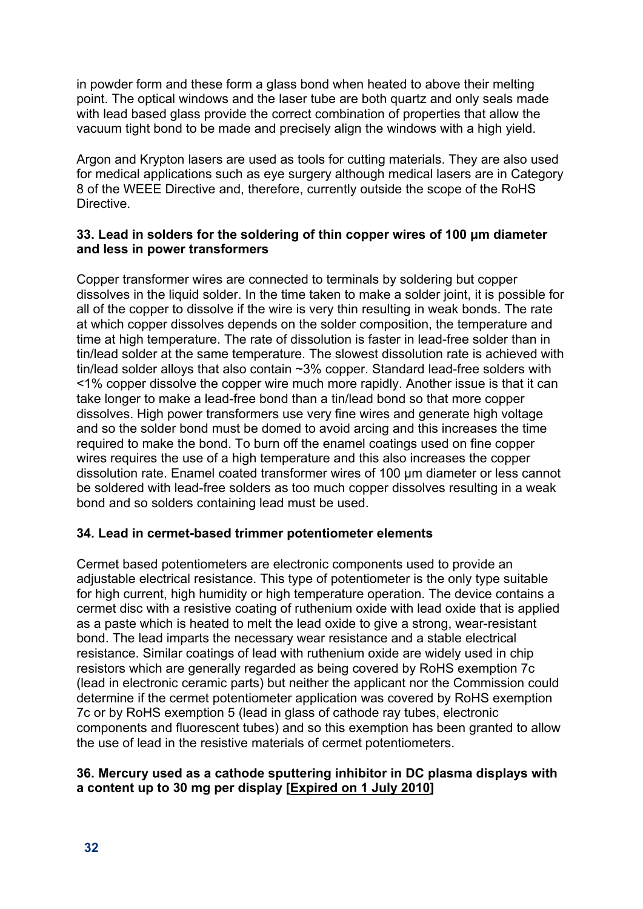in powder form and these form a glass bond when heated to above their melting point. The optical windows and the laser tube are both quartz and only seals made with lead based glass provide the correct combination of properties that allow the vacuum tight bond to be made and precisely align the windows with a high yield.

Argon and Krypton lasers are used as tools for cutting materials. They are also used for medical applications such as eye surgery although medical lasers are in Category 8 of the WEEE Directive and, therefore, currently outside the scope of the RoHS Directive.

**33. Lead in solders for the soldering of thin copper wires of 100 µm diameter and less in power transformers**

Copper transformer wires are connected to terminals by soldering but copper dissolves in the liquid solder. In the time taken to make a solder joint, it is possible for all of the copper to dissolve if the wire is very thin resulting in weak bonds. The rate at which copper dissolves depends on the solder composition, the temperature and time at high temperature. The rate of dissolution is faster in lead-free solder than in tin/lead solder at the same temperature. The slowest dissolution rate is achieved with tin/lead solder alloys that also contain ~3% copper. Standard lead-free solders with <1% copper dissolve the copper wire much more rapidly. Another issue is that it can take longer to make a lead-free bond than a tin/lead bond so that more copper dissolves. High power transformers use very fine wires and generate high voltage and so the solder bond must be domed to avoid arcing and this increases the time required to make the bond. To burn off the enamel coatings used on fine copper wires requires the use of a high temperature and this also increases the copper dissolution rate. Enamel coated transformer wires of 100 µm diameter or less cannot be soldered with lead-free solders as too much copper dissolves resulting in a weak bond and so solders containing lead must be used.

**34. Lead in cermet-based trimmer potentiometer elements**

Cermet based potentiometers are electronic components used to provide an adjustable electrical resistance. This type of potentiometer is the only type suitable for high current, high humidity or high temperature operation. The device contains a cermet disc with a resistive coating of ruthenium oxide with lead oxide that is applied as a paste which is heated to melt the lead oxide to give a strong, wear-resistant bond. The lead imparts the necessary wear resistance and a stable electrical resistance. Similar coatings of lead with ruthenium oxide are widely used in chip resistors which are generally regarded as being covered by RoHS exemption 7c (lead in electronic ceramic parts) but neither the applicant nor the Commission could determine if the cermet potentiometer application was covered by RoHS exemption 7c or by RoHS exemption 5 (lead in glass of cathode ray tubes, electronic components and fluorescent tubes) and so this exemption has been granted to allow the use of lead in the resistive materials of cermet potentiometers.

**36. Mercury used as a cathode sputtering inhibitor in DC plasma displays with a content up to 30 mg per display [Expired on 1 July 2010]**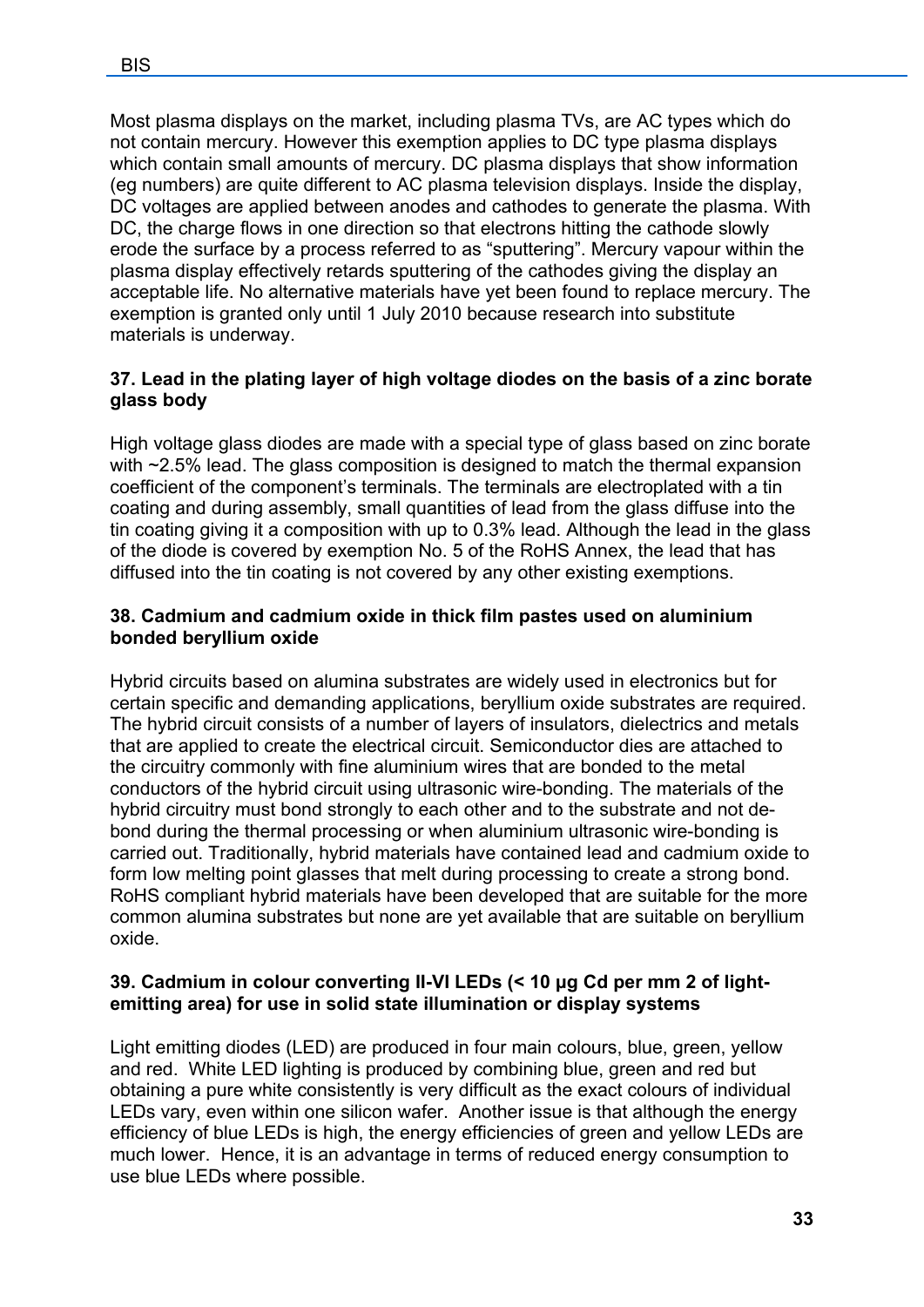Most plasma displays on the market, including plasma TVs, are AC types which do not contain mercury. However this exemption applies to DC type plasma displays which contain small amounts of mercury. DC plasma displays that show information (eg numbers) are quite different to AC plasma television displays. Inside the display, DC voltages are applied between anodes and cathodes to generate the plasma. With DC, the charge flows in one direction so that electrons hitting the cathode slowly erode the surface by a process referred to as "sputtering". Mercury vapour within the plasma display effectively retards sputtering of the cathodes giving the display an acceptable life. No alternative materials have yet been found to replace mercury. The exemption is granted only until 1 July 2010 because research into substitute materials is underway.

### 37. Lead in the plating layer of high voltage diodes on the basis of a zinc borate glass body

High voltage glass diodes are made with a special type of glass based on zinc borate with ~2.5% lead. The glass composition is designed to match the thermal expansion coefficient of the component's terminals. The terminals are electroplated with a tin coating and during assembly, small quantities of lead from the glass diffuse into the tin coating giving it a composition with up to 0.3% lead. Although the lead in the glass of the diode is covered by exemption No. 5 of the RoHS Annex, the lead that has diffused into the tin coating is not covered by any other existing exemptions.

### 38. Cadmium and cadmium oxide in thick film pastes used on aluminium bonded beryllium oxide

Hybrid circuits based on alumina substrates are widely used in electronics but for certain specific and demanding applications, beryllium oxide substrates are required. The hybrid circuit consists of a number of layers of insulators, dielectrics and metals that are applied to create the electrical circuit. Semiconductor dies are attached to the circuitry commonly with fine aluminium wires that are bonded to the metal conductors of the hybrid circuit using ultrasonic wire-bonding. The materials of the hybrid circuitry must bond strongly to each other and to the substrate and not de-bond during the thermal processing or when aluminium ultrasonic wire-bonding is carried out. Traditionally, hybrid materials have contained lead and cadmium oxide to form low melting point glasses that melt during processing to create a strong bond. RoHS compliant hybrid materials have been developed that are suitable for the more common alumina substrates but none are yet available that are suitable on beryllium oxide.

### 39. Cadmium in colour converting II-VI LEDs (< 10 µg Cd per mm 2 of light-emitting area) for use in solid state illumination or display systems

Light emitting diodes (LED) are produced in four main colours, blue, green, yellow and red. White LED lighting is produced by combining blue, green and red but obtaining a pure white consistently is very difficult as the exact colours of individual LEDs vary, even within one silicon wafer. Another issue is that although the energy efficiency of blue LEDs is high, the energy efficiencies of green and yellow LEDs are much lower. Hence, it is an advantage in terms of reduced energy consumption to use blue LEDs where possible.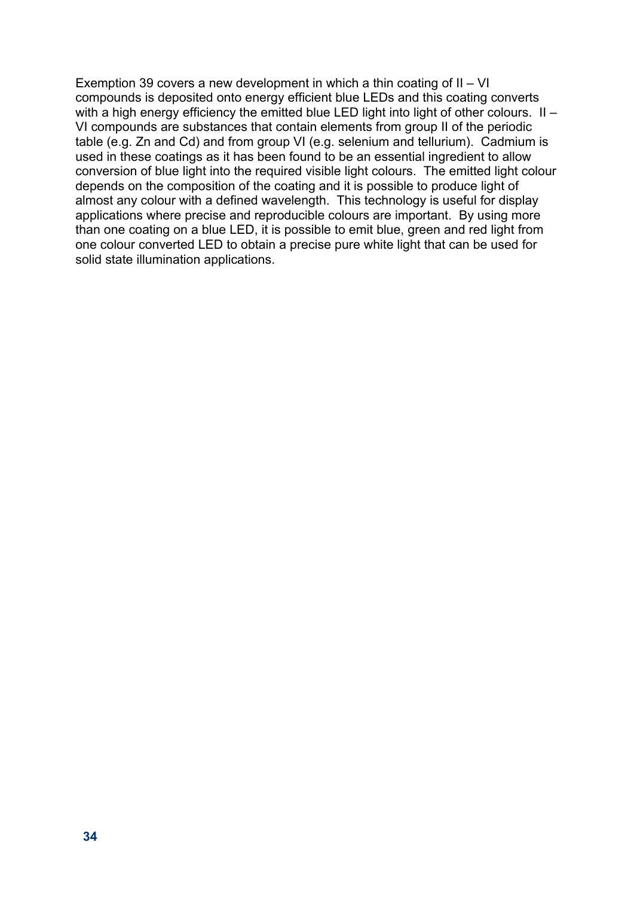Exemption 39 covers a new development in which a thin coating of II – VI compounds is deposited onto energy efficient blue LEDs and this coating converts with a high energy efficiency the emitted blue LED light into light of other colours. II – VI compounds are substances that contain elements from group II of the periodic table (e.g. Zn and Cd) and from group VI (e.g. selenium and tellurium). Cadmium is used in these coatings as it has been found to be an essential ingredient to allow conversion of blue light into the required visible light colours. The emitted light colour depends on the composition of the coating and it is possible to produce light of almost any colour with a defined wavelength. This technology is useful for display applications where precise and reproducible colours are important. By using more than one coating on a blue LED, it is possible to emit blue, green and red light from one colour converted LED to obtain a precise pure white light that can be used for solid state illumination applications.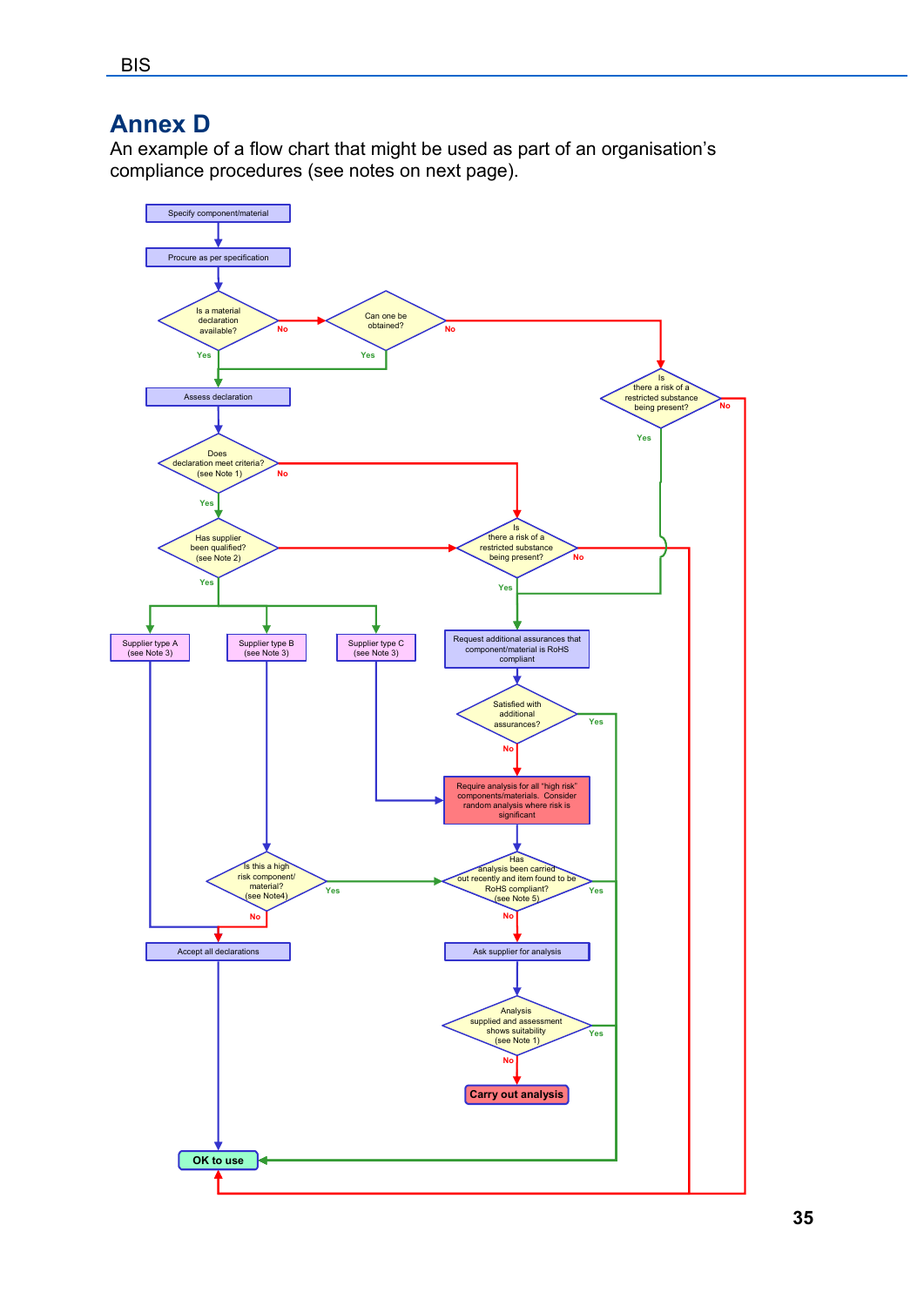# Annex D

An example of a flow chart that might be used as part of an organisation's compliance procedures (see notes on next page).

Specify component/material

Procure as per specification

Is a material declaration available?

No

Can one be obtained?

No

Yes

Yes

Is there a risk of a restricted substance being present?

No

Yes

Assess declaration

Does declaration meet criteria? (see Note 1)

No

Yes

Has supplier been qualified? (see Note 2)

Is there a risk of a restricted substance being present?

No

Yes

Yes

Supplier type A (see Note 3)

Supplier type B (see Note 3)

Supplier type C (see Note 3)

Request additional assurances that component/material is RoHS compliant

Satisfied with additional assurances?

Yes

No

Require analysis for all "high risk" components/materials. Consider random analysis where risk is significant

Is this a high risk component/ material? (see Note4)

Yes

No

Has analysis been carried out recently and item found to be RoHS compliant? (see Note 5)

Yes

No

Accept all declarations

Ask supplier for analysis

Analysis supplied and assessment shows suitability (see Note 1)

Yes

No

**Carry out analysis**

**OK to use**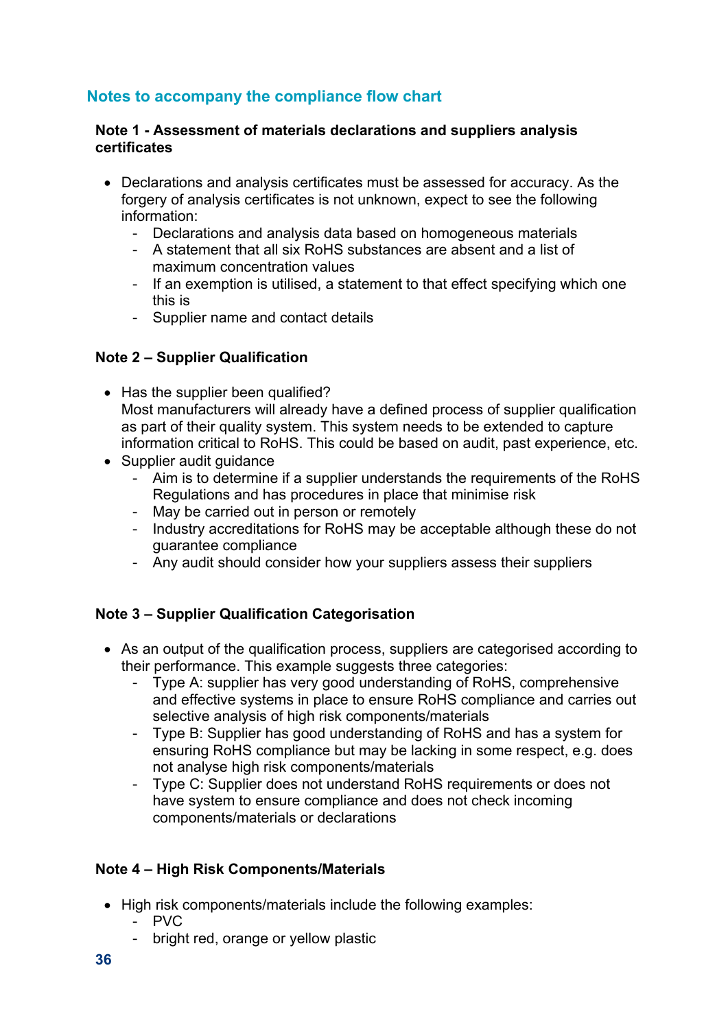## Notes to accompany the compliance flow chart

### Note 1 - Assessment of materials declarations and suppliers analysis certificates

- Declarations and analysis certificates must be assessed for accuracy. As the forgery of analysis certificates is not unknown, expect to see the following information:
  - Declarations and analysis data based on homogeneous materials
  - A statement that all six RoHS substances are absent and a list of maximum concentration values
  - If an exemption is utilised, a statement to that effect specifying which one this is
  - Supplier name and contact details

### Note 2 – Supplier Qualification

- Has the supplier been qualified?
  Most manufacturers will already have a defined process of supplier qualification as part of their quality system. This system needs to be extended to capture information critical to RoHS. This could be based on audit, past experience, etc.
- Supplier audit guidance
  - Aim is to determine if a supplier understands the requirements of the RoHS Regulations and has procedures in place that minimise risk
  - May be carried out in person or remotely
  - Industry accreditations for RoHS may be acceptable although these do not guarantee compliance
  - Any audit should consider how your suppliers assess their suppliers

### Note 3 – Supplier Qualification Categorisation

- As an output of the qualification process, suppliers are categorised according to their performance. This example suggests three categories:
  - Type A: supplier has very good understanding of RoHS, comprehensive and effective systems in place to ensure RoHS compliance and carries out selective analysis of high risk components/materials
  - Type B: Supplier has good understanding of RoHS and has a system for ensuring RoHS compliance but may be lacking in some respect, e.g. does not analyse high risk components/materials
  - Type C: Supplier does not understand RoHS requirements or does not have system to ensure compliance and does not check incoming components/materials or declarations

### Note 4 – High Risk Components/Materials

- High risk components/materials include the following examples:
  - PVC
  - bright red, orange or yellow plastic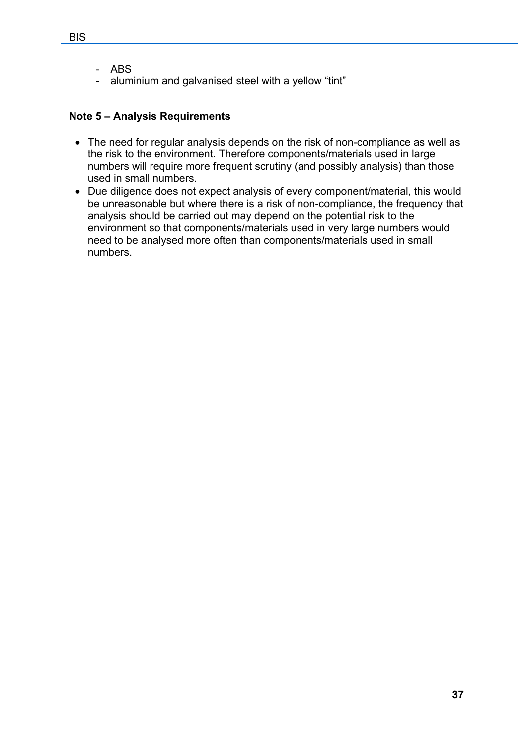- ABS
- aluminium and galvanised steel with a yellow “tint”

**Note 5 – Analysis Requirements**

- The need for regular analysis depends on the risk of non-compliance as well as the risk to the environment. Therefore components/materials used in large numbers will require more frequent scrutiny (and possibly analysis) than those used in small numbers.
- Due diligence does not expect analysis of every component/material, this would be unreasonable but where there is a risk of non-compliance, the frequency that analysis should be carried out may depend on the potential risk to the environment so that components/materials used in very large numbers would need to be analysed more often than components/materials used in small numbers.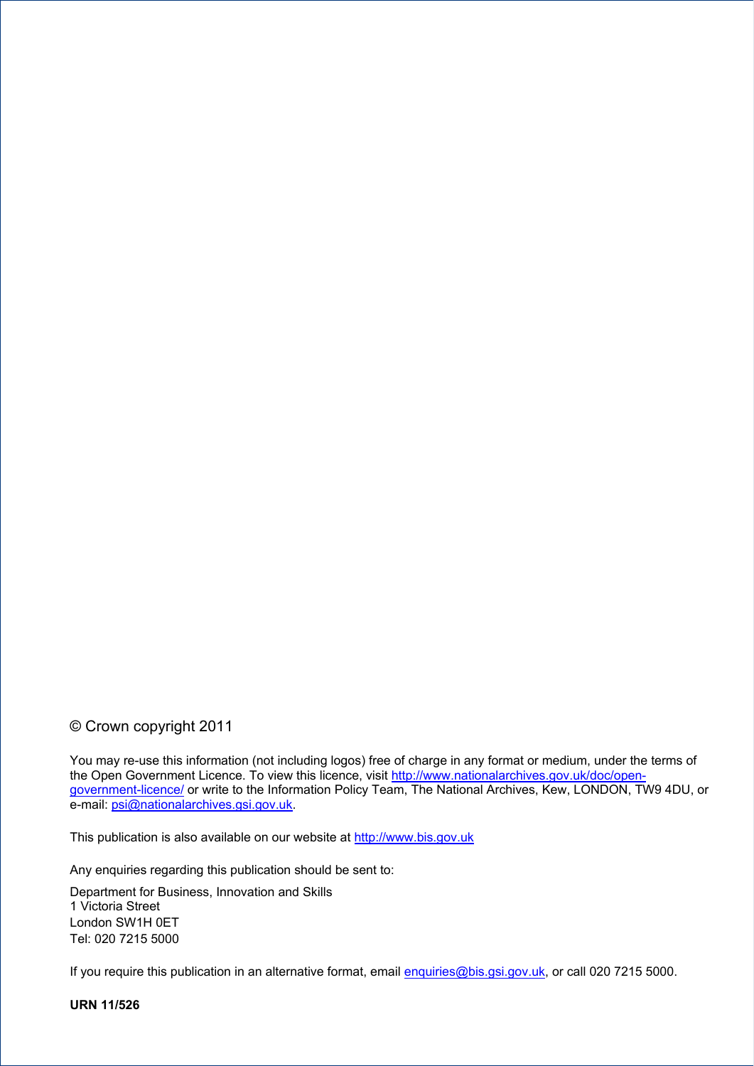© Crown copyright 2011

You may re-use this information (not including logos) free of charge in any format or medium, under the terms of the Open Government Licence. To view this licence, visit http://www.nationalarchives.gov.uk/doc/open-government-licence/ or write to the Information Policy Team, The National Archives, Kew, LONDON, TW9 4DU, or e-mail: psi@nationalarchives.gsi.gov.uk.

This publication is also available on our website at http://www.bis.gov.uk

Any enquiries regarding this publication should be sent to:

Department for Business, Innovation and Skills
1 Victoria Street
London SW1H 0ET
Tel: 020 7215 5000

If you require this publication in an alternative format, email enquiries@bis.gsi.gov.uk, or call 020 7215 5000.

**URN 11/526**